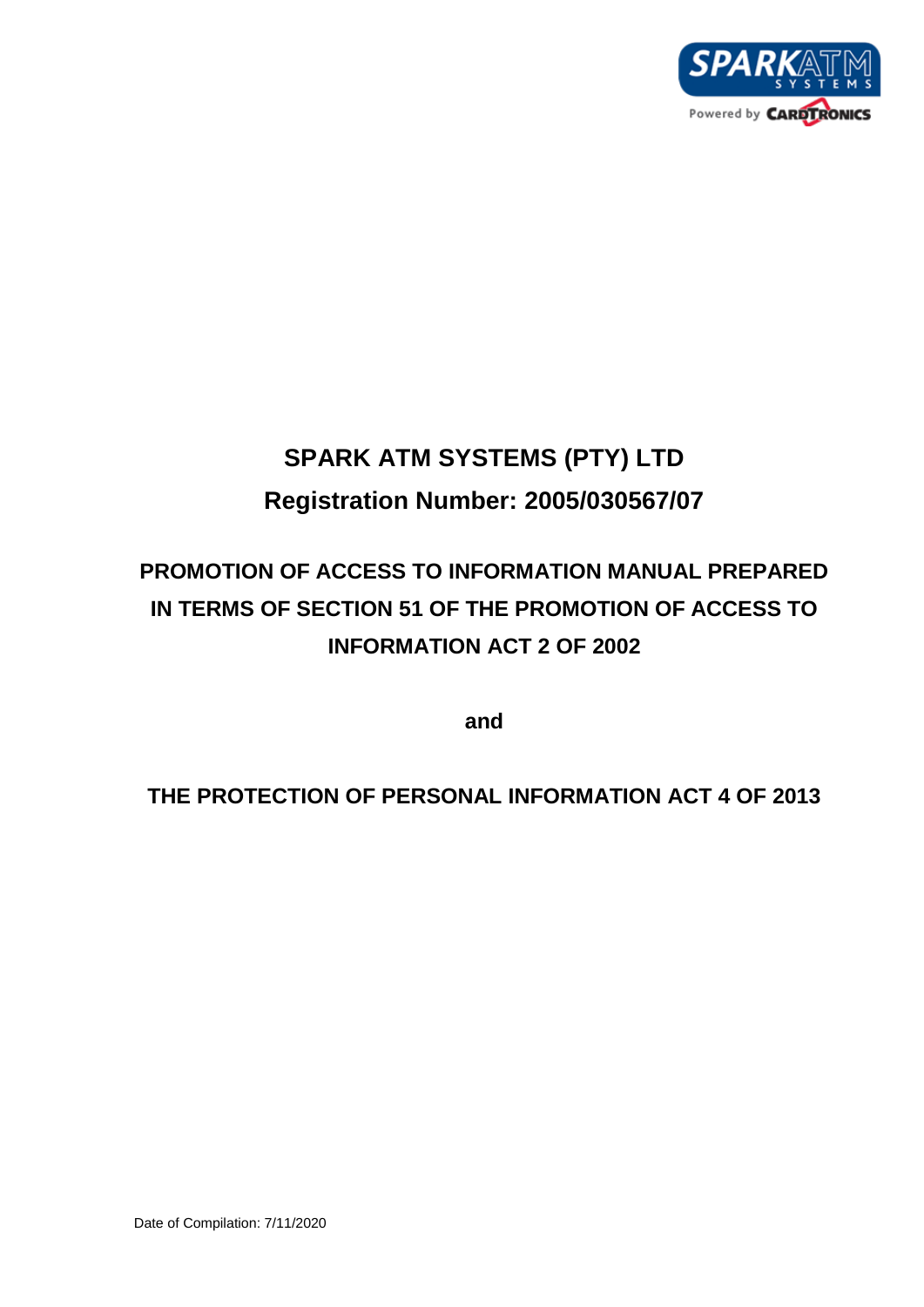# SPARK ATM SYSTEMS (PTY) LTD

## Registration Number: 2005/030567/07

## PROMOTION OF ACCESS TO INFORMATION MANUAL PREPARED IN TERMS OF SECTION 51 OF THE PROMOTION OF ACCESS TO INFORMATION ACT 2 OF 2002

**and**

## THE PROTECTION OF PERSONAL INFORMATION ACT 4 OF 2013

Date of Compilation: 7/11/2020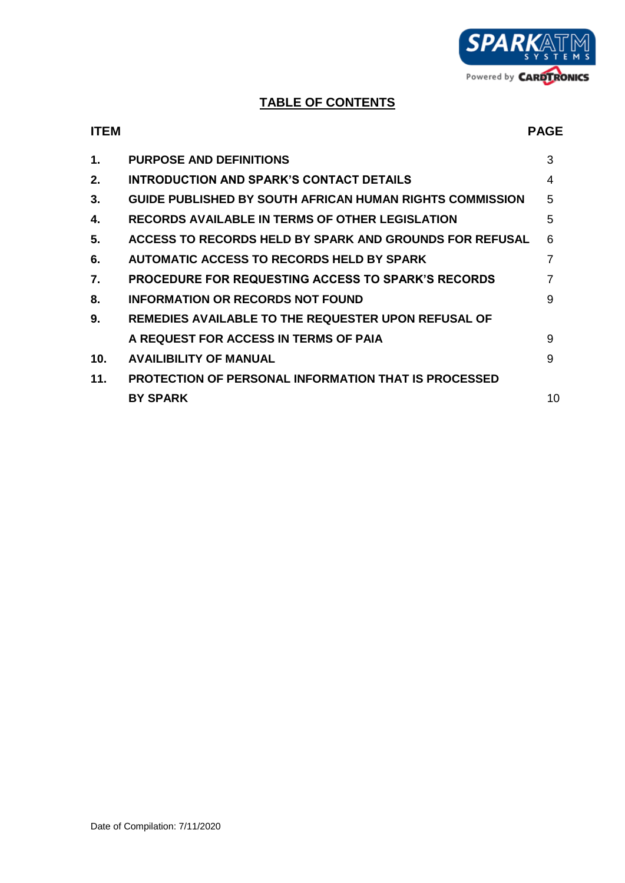# TABLE OF CONTENTS

| ITEM | | PAGE |
|---|---|---|
| **1.** | **PURPOSE AND DEFINITIONS** | 3 |
| **2.** | **INTRODUCTION AND SPARK'S CONTACT DETAILS** | 4 |
| **3.** | **GUIDE PUBLISHED BY SOUTH AFRICAN HUMAN RIGHTS COMMISSION** | 5 |
| **4.** | **RECORDS AVAILABLE IN TERMS OF OTHER LEGISLATION** | 5 |
| **5.** | **ACCESS TO RECORDS HELD BY SPARK AND GROUNDS FOR REFUSAL** | 6 |
| **6.** | **AUTOMATIC ACCESS TO RECORDS HELD BY SPARK** | 7 |
| **7.** | **PROCEDURE FOR REQUESTING ACCESS TO SPARK'S RECORDS** | 7 |
| **8.** | **INFORMATION OR RECORDS NOT FOUND** | 9 |
| **9.** | **REMEDIES AVAILABLE TO THE REQUESTER UPON REFUSAL OF A REQUEST FOR ACCESS IN TERMS OF PAIA** | 9 |
| **10.** | **AVAILIBILITY OF MANUAL** | 9 |
| **11.** | **PROTECTION OF PERSONAL INFORMATION THAT IS PROCESSED BY SPARK** | 10 |

Date of Compilation: 7/11/2020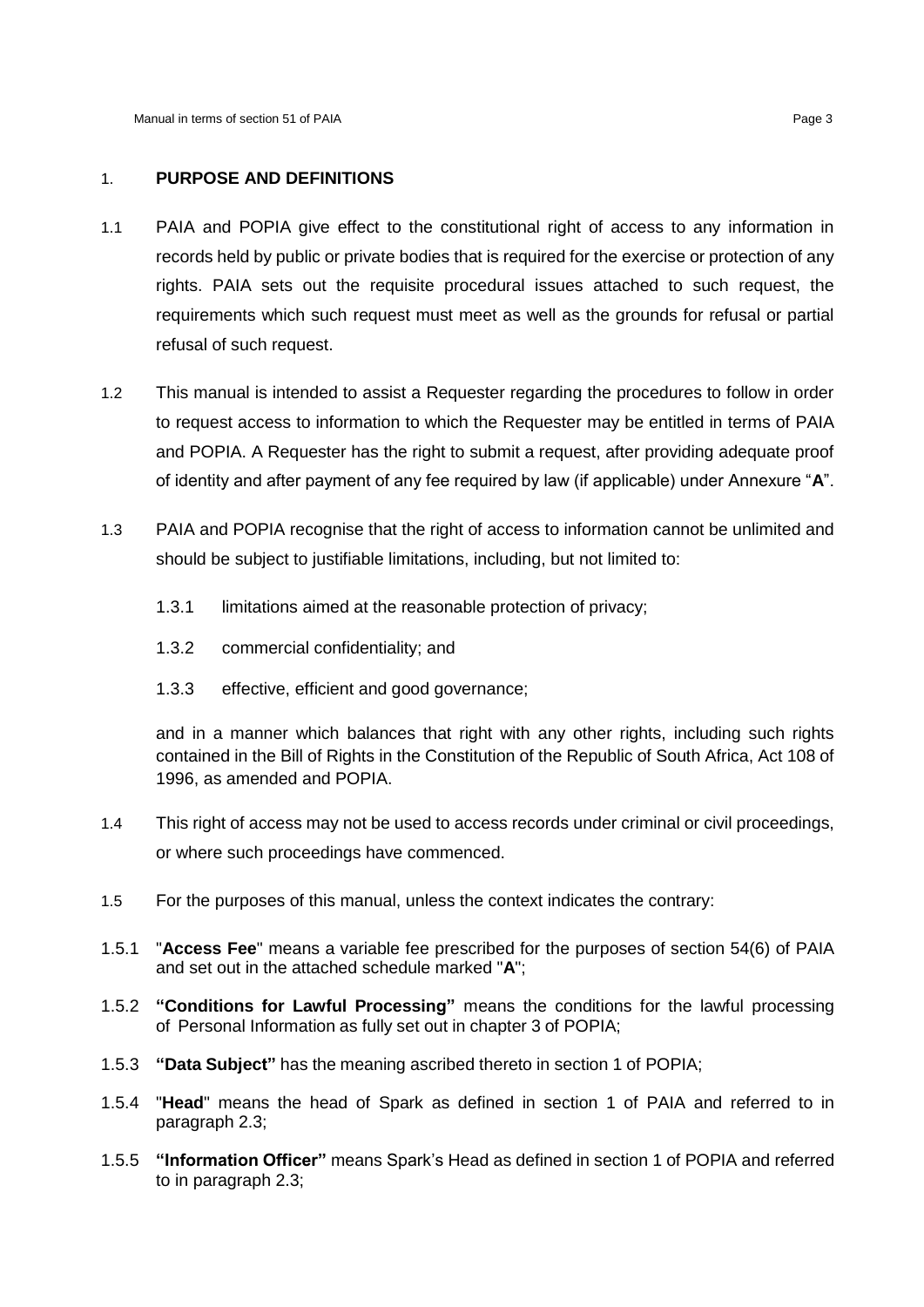## 1. PURPOSE AND DEFINITIONS

1.1 PAIA and POPIA give effect to the constitutional right of access to any information in records held by public or private bodies that is required for the exercise or protection of any rights. PAIA sets out the requisite procedural issues attached to such request, the requirements which such request must meet as well as the grounds for refusal or partial refusal of such request.

1.2 This manual is intended to assist a Requester regarding the procedures to follow in order to request access to information to which the Requester may be entitled in terms of PAIA and POPIA. A Requester has the right to submit a request, after providing adequate proof of identity and after payment of any fee required by law (if applicable) under Annexure "**A**".

1.3 PAIA and POPIA recognise that the right of access to information cannot be unlimited and should be subject to justifiable limitations, including, but not limited to:

1.3.1 limitations aimed at the reasonable protection of privacy;

1.3.2 commercial confidentiality; and

1.3.3 effective, efficient and good governance;

and in a manner which balances that right with any other rights, including such rights contained in the Bill of Rights in the Constitution of the Republic of South Africa, Act 108 of 1996, as amended and POPIA.

1.4 This right of access may not be used to access records under criminal or civil proceedings, or where such proceedings have commenced.

1.5 For the purposes of this manual, unless the context indicates the contrary:

1.5.1 "**Access Fee**" means a variable fee prescribed for the purposes of section 54(6) of PAIA and set out in the attached schedule marked "**A**";

1.5.2 **"Conditions for Lawful Processing"** means the conditions for the lawful processing of Personal Information as fully set out in chapter 3 of POPIA;

1.5.3 **"Data Subject"** has the meaning ascribed thereto in section 1 of POPIA;

1.5.4 "**Head**" means the head of Spark as defined in section 1 of PAIA and referred to in paragraph 2.3;

1.5.5 **"Information Officer"** means Spark's Head as defined in section 1 of POPIA and referred to in paragraph 2.3;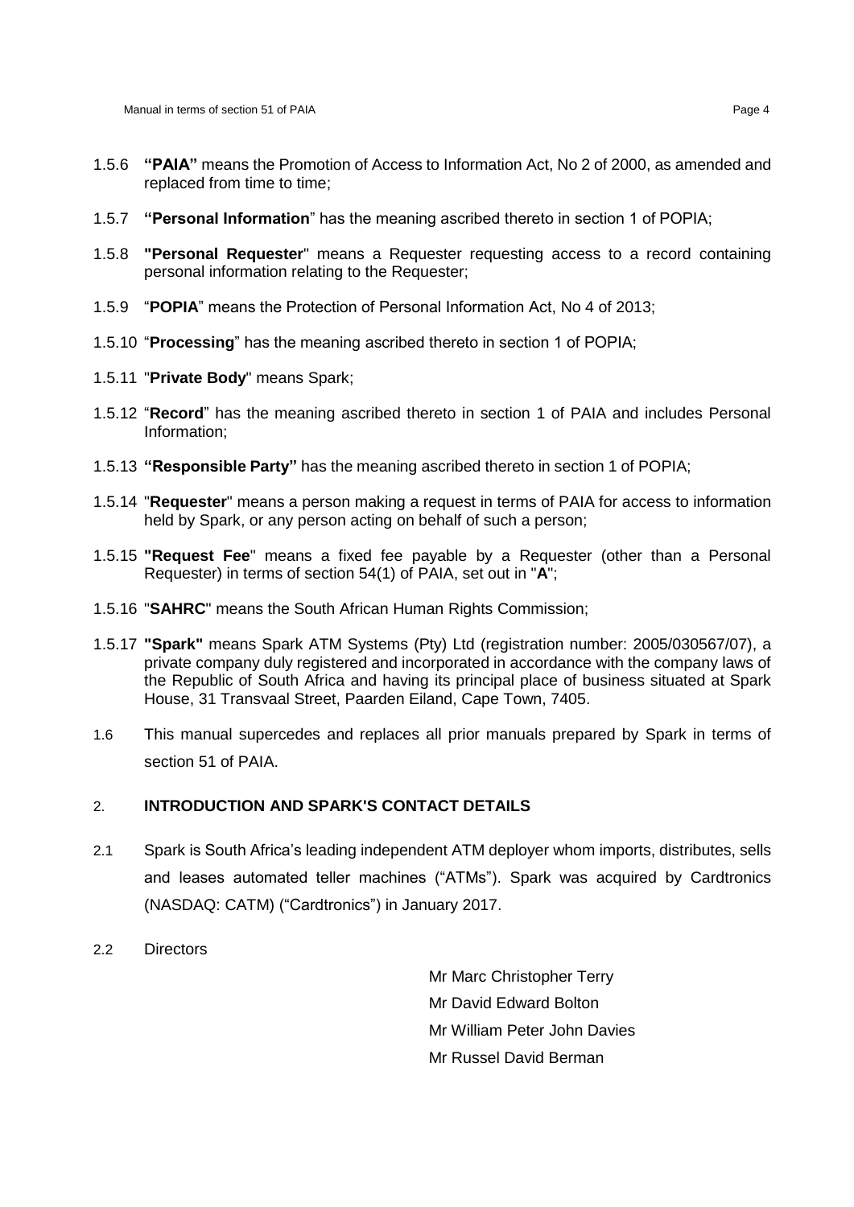1.5.6 **"PAIA"** means the Promotion of Access to Information Act, No 2 of 2000, as amended and replaced from time to time;

1.5.7 **"Personal Information**" has the meaning ascribed thereto in section 1 of POPIA;

1.5.8 **"Personal Requester**" means a Requester requesting access to a record containing personal information relating to the Requester;

1.5.9 "**POPIA**" means the Protection of Personal Information Act, No 4 of 2013;

1.5.10 "**Processing**" has the meaning ascribed thereto in section 1 of POPIA;

1.5.11 "**Private Body**" means Spark;

1.5.12 "**Record**" has the meaning ascribed thereto in section 1 of PAIA and includes Personal Information;

1.5.13 **"Responsible Party"** has the meaning ascribed thereto in section 1 of POPIA;

1.5.14 "**Requester**" means a person making a request in terms of PAIA for access to information held by Spark, or any person acting on behalf of such a person;

1.5.15 **"Request Fee**" means a fixed fee payable by a Requester (other than a Personal Requester) in terms of section 54(1) of PAIA, set out in "**A**";

1.5.16 "**SAHRC**" means the South African Human Rights Commission;

1.5.17 **"Spark"** means Spark ATM Systems (Pty) Ltd (registration number: 2005/030567/07), a private company duly registered and incorporated in accordance with the company laws of the Republic of South Africa and having its principal place of business situated at Spark House, 31 Transvaal Street, Paarden Eiland, Cape Town, 7405.

1.6 This manual supercedes and replaces all prior manuals prepared by Spark in terms of section 51 of PAIA.

## 2. INTRODUCTION AND SPARK'S CONTACT DETAILS

2.1 Spark is South Africa's leading independent ATM deployer whom imports, distributes, sells and leases automated teller machines ("ATMs"). Spark was acquired by Cardtronics (NASDAQ: CATM) ("Cardtronics") in January 2017.

2.2 Directors

Mr Marc Christopher Terry
Mr David Edward Bolton
Mr William Peter John Davies
Mr Russel David Berman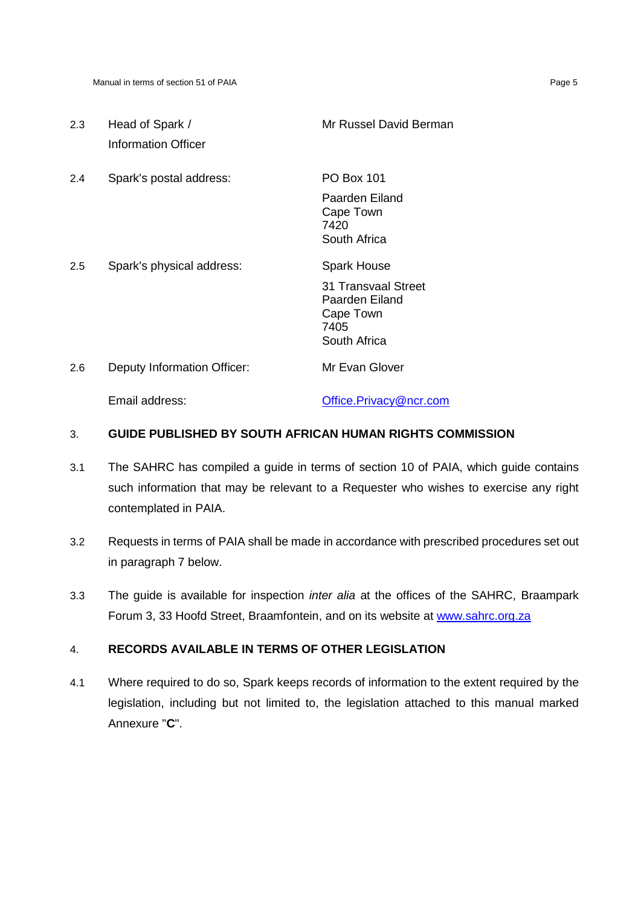| | | |
|---|---|---|
| 2.3 | Head of Spark / Information Officer | Mr Russel David Berman |
| 2.4 | Spark's postal address: | PO Box 101<br>Paarden Eiland<br>Cape Town<br>7420<br>South Africa |
| 2.5 | Spark's physical address: | Spark House<br>31 Transvaal Street<br>Paarden Eiland<br>Cape Town<br>7405<br>South Africa |
| 2.6 | Deputy Information Officer: | Mr Evan Glover |
| | Email address: | Office.Privacy@ncr.com |

## 3. GUIDE PUBLISHED BY SOUTH AFRICAN HUMAN RIGHTS COMMISSION

3.1 The SAHRC has compiled a guide in terms of section 10 of PAIA, which guide contains such information that may be relevant to a Requester who wishes to exercise any right contemplated in PAIA.

3.2 Requests in terms of PAIA shall be made in accordance with prescribed procedures set out in paragraph 7 below.

3.3 The guide is available for inspection *inter alia* at the offices of the SAHRC, Braampark Forum 3, 33 Hoofd Street, Braamfontein, and on its website at www.sahrc.org.za

## 4. RECORDS AVAILABLE IN TERMS OF OTHER LEGISLATION

4.1 Where required to do so, Spark keeps records of information to the extent required by the legislation, including but not limited to, the legislation attached to this manual marked Annexure "**C**".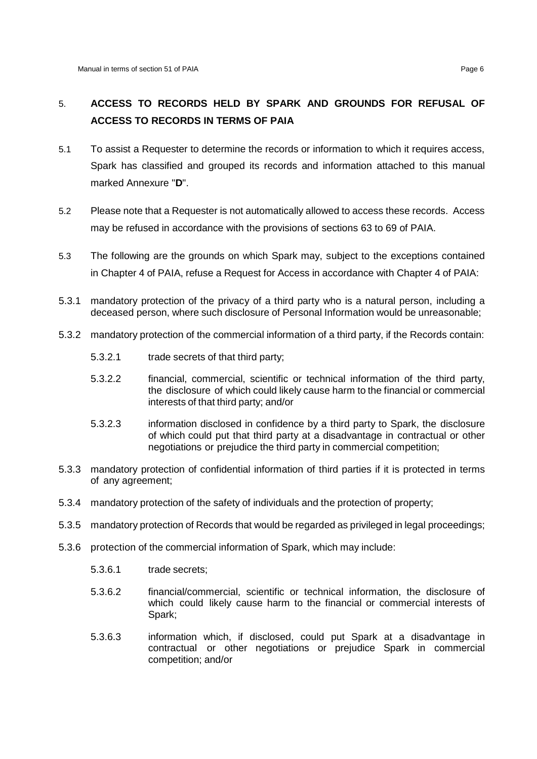## 5. ACCESS TO RECORDS HELD BY SPARK AND GROUNDS FOR REFUSAL OF ACCESS TO RECORDS IN TERMS OF PAIA

5.1 To assist a Requester to determine the records or information to which it requires access, Spark has classified and grouped its records and information attached to this manual marked Annexure "**D**".

5.2 Please note that a Requester is not automatically allowed to access these records. Access may be refused in accordance with the provisions of sections 63 to 69 of PAIA.

5.3 The following are the grounds on which Spark may, subject to the exceptions contained in Chapter 4 of PAIA, refuse a Request for Access in accordance with Chapter 4 of PAIA:

5.3.1 mandatory protection of the privacy of a third party who is a natural person, including a deceased person, where such disclosure of Personal Information would be unreasonable;

5.3.2 mandatory protection of the commercial information of a third party, if the Records contain:

- 5.3.2.1 trade secrets of that third party;
- 5.3.2.2 financial, commercial, scientific or technical information of the third party, the disclosure of which could likely cause harm to the financial or commercial interests of that third party; and/or
- 5.3.2.3 information disclosed in confidence by a third party to Spark, the disclosure of which could put that third party at a disadvantage in contractual or other negotiations or prejudice the third party in commercial competition;

5.3.3 mandatory protection of confidential information of third parties if it is protected in terms of any agreement;

5.3.4 mandatory protection of the safety of individuals and the protection of property;

5.3.5 mandatory protection of Records that would be regarded as privileged in legal proceedings;

5.3.6 protection of the commercial information of Spark, which may include:

- 5.3.6.1 trade secrets;
- 5.3.6.2 financial/commercial, scientific or technical information, the disclosure of which could likely cause harm to the financial or commercial interests of Spark;
- 5.3.6.3 information which, if disclosed, could put Spark at a disadvantage in contractual or other negotiations or prejudice Spark in commercial competition; and/or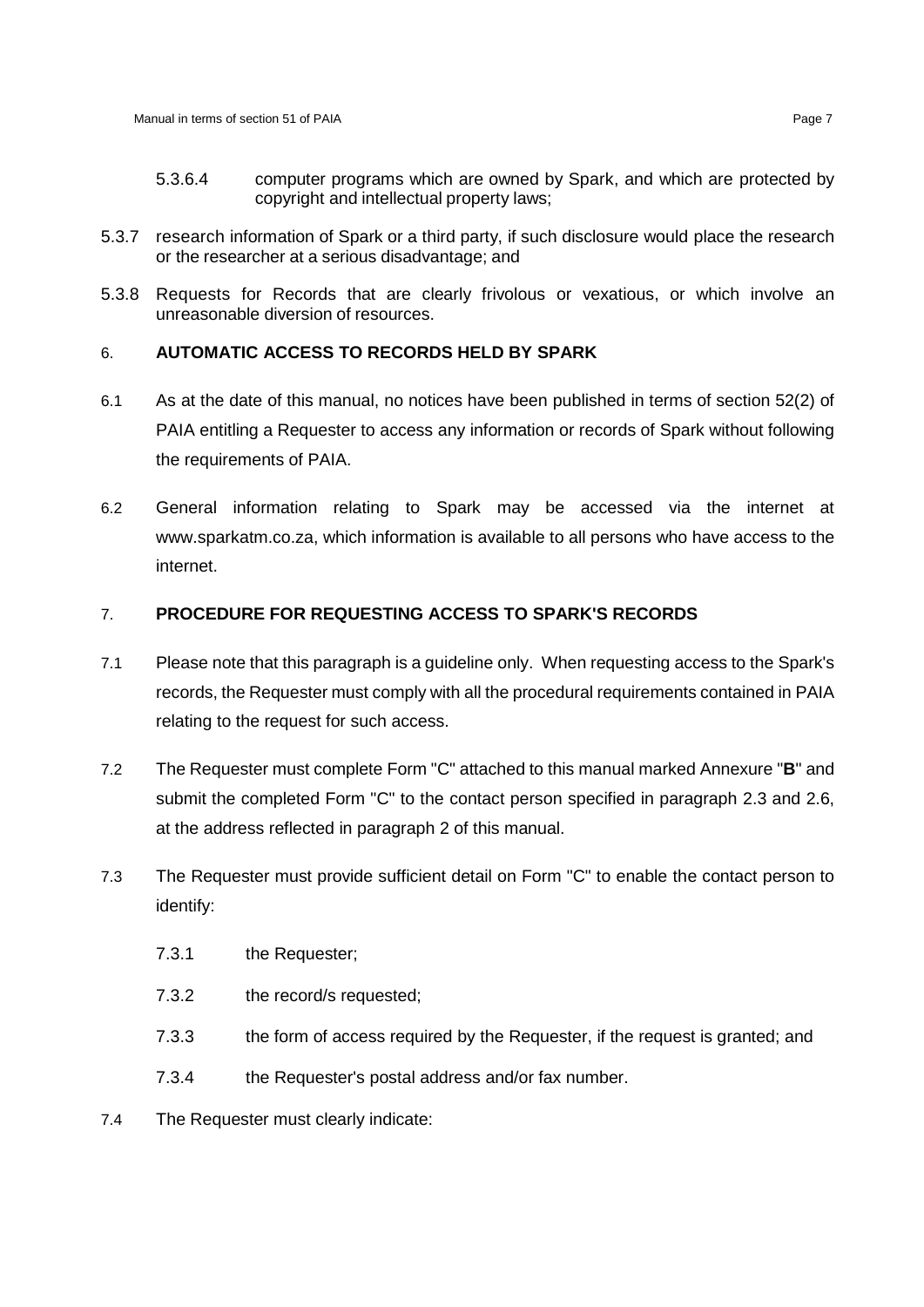5.3.6.4 computer programs which are owned by Spark, and which are protected by copyright and intellectual property laws;

5.3.7 research information of Spark or a third party, if such disclosure would place the research or the researcher at a serious disadvantage; and

5.3.8 Requests for Records that are clearly frivolous or vexatious, or which involve an unreasonable diversion of resources.

## 6. AUTOMATIC ACCESS TO RECORDS HELD BY SPARK

6.1 As at the date of this manual, no notices have been published in terms of section 52(2) of PAIA entitling a Requester to access any information or records of Spark without following the requirements of PAIA.

6.2 General information relating to Spark may be accessed via the internet at www.sparkatm.co.za, which information is available to all persons who have access to the internet.

## 7. PROCEDURE FOR REQUESTING ACCESS TO SPARK'S RECORDS

7.1 Please note that this paragraph is a guideline only. When requesting access to the Spark's records, the Requester must comply with all the procedural requirements contained in PAIA relating to the request for such access.

7.2 The Requester must complete Form "C" attached to this manual marked Annexure "**B**" and submit the completed Form "C" to the contact person specified in paragraph 2.3 and 2.6, at the address reflected in paragraph 2 of this manual.

7.3 The Requester must provide sufficient detail on Form "C" to enable the contact person to identify:

7.3.1 the Requester;

7.3.2 the record/s requested;

7.3.3 the form of access required by the Requester, if the request is granted; and

7.3.4 the Requester's postal address and/or fax number.

7.4 The Requester must clearly indicate: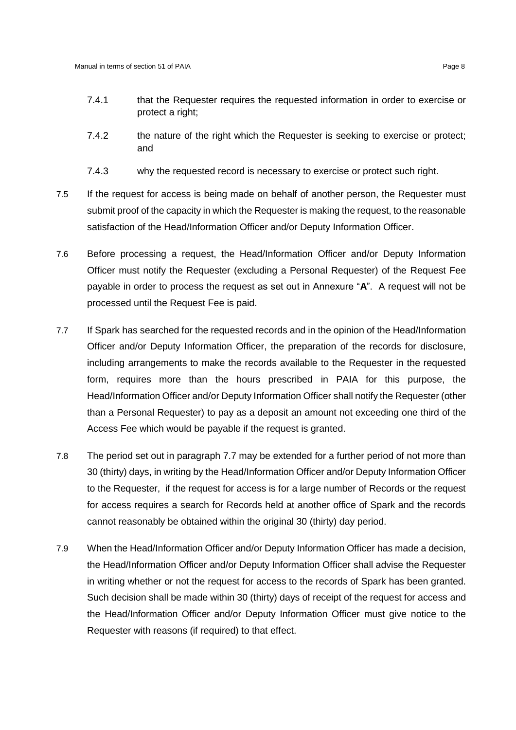7.4.1 that the Requester requires the requested information in order to exercise or protect a right;

7.4.2 the nature of the right which the Requester is seeking to exercise or protect; and

7.4.3 why the requested record is necessary to exercise or protect such right.

7.5 If the request for access is being made on behalf of another person, the Requester must submit proof of the capacity in which the Requester is making the request, to the reasonable satisfaction of the Head/Information Officer and/or Deputy Information Officer.

7.6 Before processing a request, the Head/Information Officer and/or Deputy Information Officer must notify the Requester (excluding a Personal Requester) of the Request Fee payable in order to process the request as set out in Annexure "**A**". A request will not be processed until the Request Fee is paid.

7.7 If Spark has searched for the requested records and in the opinion of the Head/Information Officer and/or Deputy Information Officer, the preparation of the records for disclosure, including arrangements to make the records available to the Requester in the requested form, requires more than the hours prescribed in PAIA for this purpose, the Head/Information Officer and/or Deputy Information Officer shall notify the Requester (other than a Personal Requester) to pay as a deposit an amount not exceeding one third of the Access Fee which would be payable if the request is granted.

7.8 The period set out in paragraph 7.7 may be extended for a further period of not more than 30 (thirty) days, in writing by the Head/Information Officer and/or Deputy Information Officer to the Requester, if the request for access is for a large number of Records or the request for access requires a search for Records held at another office of Spark and the records cannot reasonably be obtained within the original 30 (thirty) day period.

7.9 When the Head/Information Officer and/or Deputy Information Officer has made a decision, the Head/Information Officer and/or Deputy Information Officer shall advise the Requester in writing whether or not the request for access to the records of Spark has been granted. Such decision shall be made within 30 (thirty) days of receipt of the request for access and the Head/Information Officer and/or Deputy Information Officer must give notice to the Requester with reasons (if required) to that effect.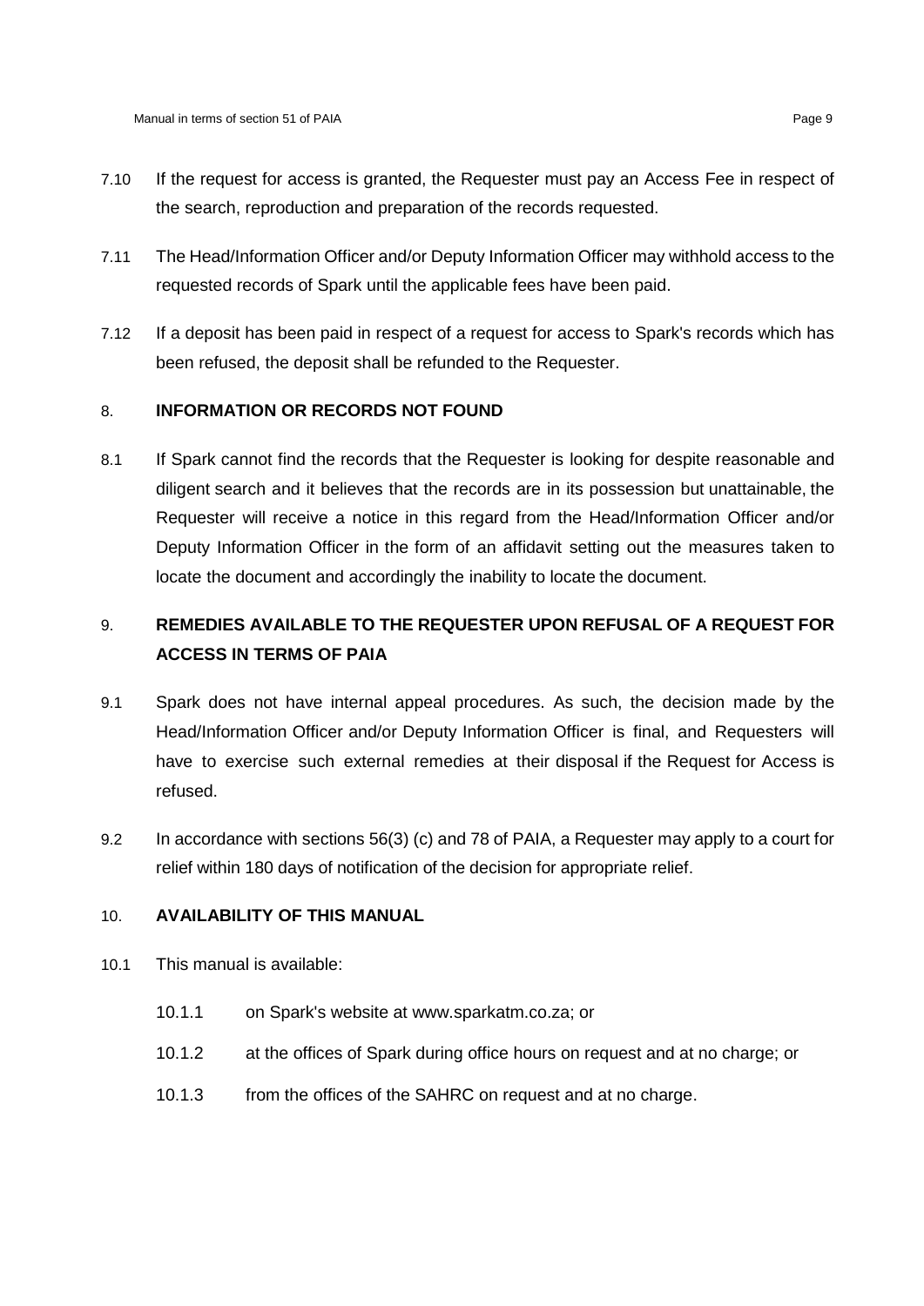7.10 If the request for access is granted, the Requester must pay an Access Fee in respect of the search, reproduction and preparation of the records requested.

7.11 The Head/Information Officer and/or Deputy Information Officer may withhold access to the requested records of Spark until the applicable fees have been paid.

7.12 If a deposit has been paid in respect of a request for access to Spark's records which has been refused, the deposit shall be refunded to the Requester.

## 8. INFORMATION OR RECORDS NOT FOUND

8.1 If Spark cannot find the records that the Requester is looking for despite reasonable and diligent search and it believes that the records are in its possession but unattainable, the Requester will receive a notice in this regard from the Head/Information Officer and/or Deputy Information Officer in the form of an affidavit setting out the measures taken to locate the document and accordingly the inability to locate the document.

## 9. REMEDIES AVAILABLE TO THE REQUESTER UPON REFUSAL OF A REQUEST FOR ACCESS IN TERMS OF PAIA

9.1 Spark does not have internal appeal procedures. As such, the decision made by the Head/Information Officer and/or Deputy Information Officer is final, and Requesters will have to exercise such external remedies at their disposal if the Request for Access is refused.

9.2 In accordance with sections 56(3) (c) and 78 of PAIA, a Requester may apply to a court for relief within 180 days of notification of the decision for appropriate relief.

## 10. AVAILABILITY OF THIS MANUAL

10.1 This manual is available:

- 10.1.1 on Spark's website at www.sparkatm.co.za; or
- 10.1.2 at the offices of Spark during office hours on request and at no charge; or
- 10.1.3 from the offices of the SAHRC on request and at no charge.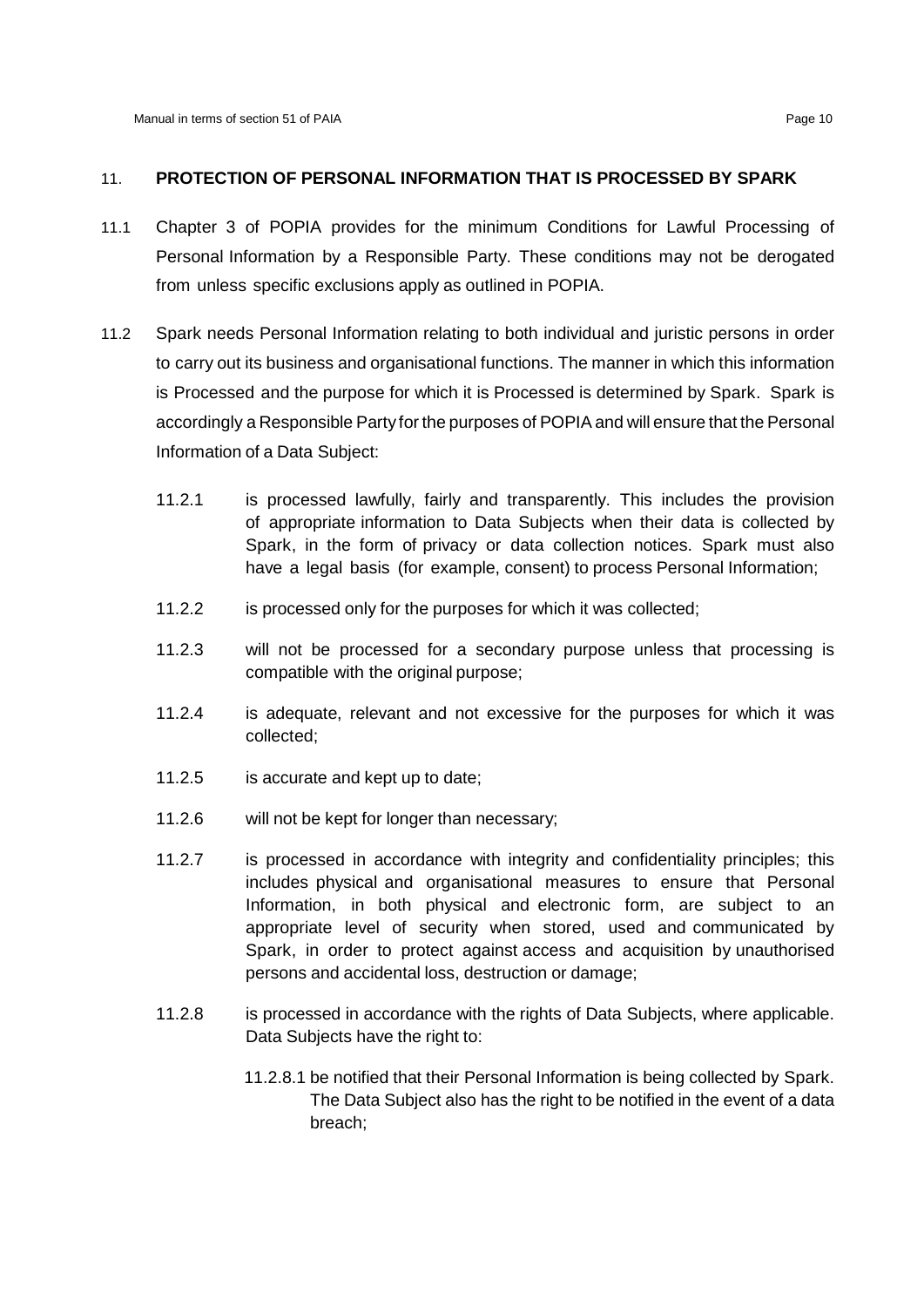## 11. PROTECTION OF PERSONAL INFORMATION THAT IS PROCESSED BY SPARK

11.1 Chapter 3 of POPIA provides for the minimum Conditions for Lawful Processing of Personal Information by a Responsible Party. These conditions may not be derogated from unless specific exclusions apply as outlined in POPIA.

11.2 Spark needs Personal Information relating to both individual and juristic persons in order to carry out its business and organisational functions. The manner in which this information is Processed and the purpose for which it is Processed is determined by Spark. Spark is accordingly a Responsible Party for the purposes of POPIA and will ensure that the Personal Information of a Data Subject:

11.2.1 is processed lawfully, fairly and transparently. This includes the provision of appropriate information to Data Subjects when their data is collected by Spark, in the form of privacy or data collection notices. Spark must also have a legal basis (for example, consent) to process Personal Information;

11.2.2 is processed only for the purposes for which it was collected;

11.2.3 will not be processed for a secondary purpose unless that processing is compatible with the original purpose;

11.2.4 is adequate, relevant and not excessive for the purposes for which it was collected;

11.2.5 is accurate and kept up to date;

11.2.6 will not be kept for longer than necessary;

11.2.7 is processed in accordance with integrity and confidentiality principles; this includes physical and organisational measures to ensure that Personal Information, in both physical and electronic form, are subject to an appropriate level of security when stored, used and communicated by Spark, in order to protect against access and acquisition by unauthorised persons and accidental loss, destruction or damage;

11.2.8 is processed in accordance with the rights of Data Subjects, where applicable. Data Subjects have the right to:

11.2.8.1 be notified that their Personal Information is being collected by Spark. The Data Subject also has the right to be notified in the event of a data breach;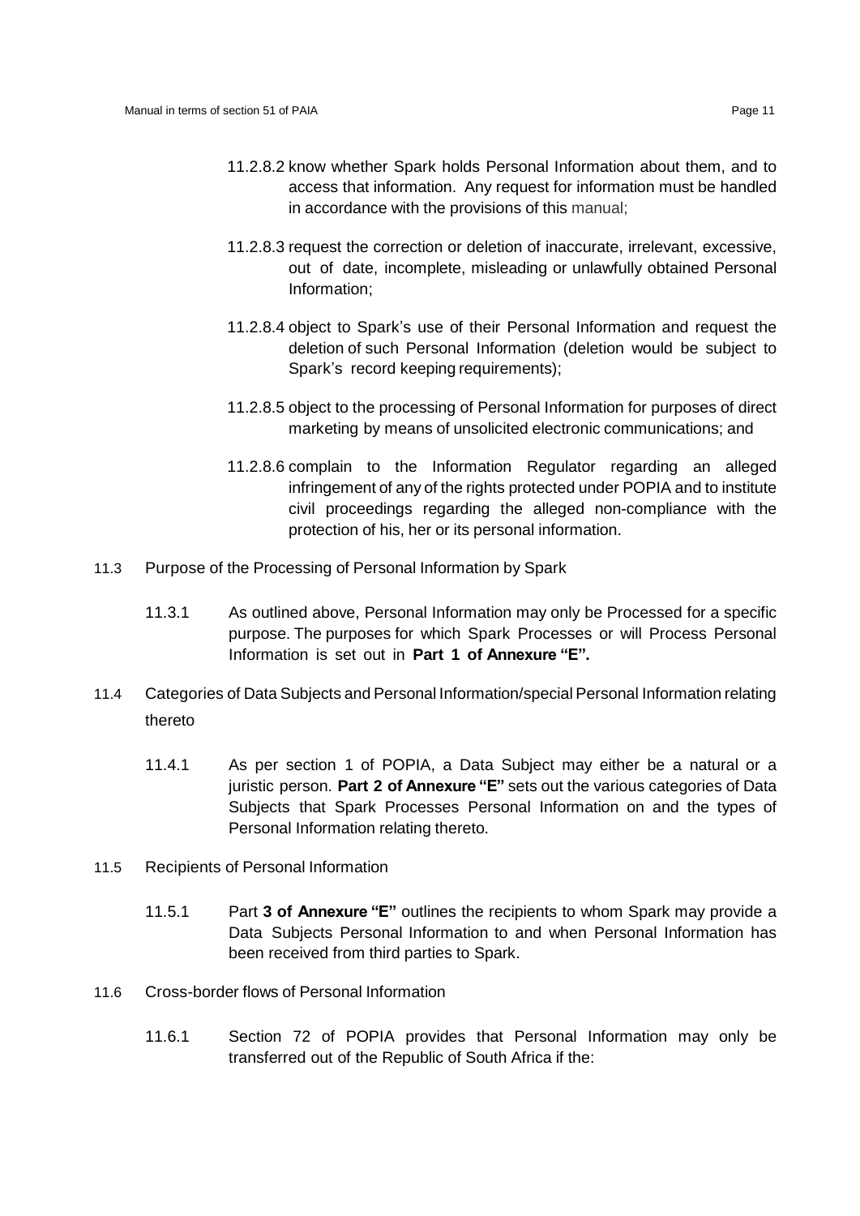11.2.8.2 know whether Spark holds Personal Information about them, and to access that information. Any request for information must be handled in accordance with the provisions of this manual;

11.2.8.3 request the correction or deletion of inaccurate, irrelevant, excessive, out of date, incomplete, misleading or unlawfully obtained Personal Information;

11.2.8.4 object to Spark's use of their Personal Information and request the deletion of such Personal Information (deletion would be subject to Spark's record keeping requirements);

11.2.8.5 object to the processing of Personal Information for purposes of direct marketing by means of unsolicited electronic communications; and

11.2.8.6 complain to the Information Regulator regarding an alleged infringement of any of the rights protected under POPIA and to institute civil proceedings regarding the alleged non-compliance with the protection of his, her or its personal information.

11.3 Purpose of the Processing of Personal Information by Spark

11.3.1 As outlined above, Personal Information may only be Processed for a specific purpose. The purposes for which Spark Processes or will Process Personal Information is set out in **Part 1 of Annexure "E".**

11.4 Categories of Data Subjects and Personal Information/special Personal Information relating thereto

11.4.1 As per section 1 of POPIA, a Data Subject may either be a natural or a juristic person. **Part 2 of Annexure "E"** sets out the various categories of Data Subjects that Spark Processes Personal Information on and the types of Personal Information relating thereto.

11.5 Recipients of Personal Information

11.5.1 Part **3 of Annexure "E"** outlines the recipients to whom Spark may provide a Data Subjects Personal Information to and when Personal Information has been received from third parties to Spark.

11.6 Cross-border flows of Personal Information

11.6.1 Section 72 of POPIA provides that Personal Information may only be transferred out of the Republic of South Africa if the: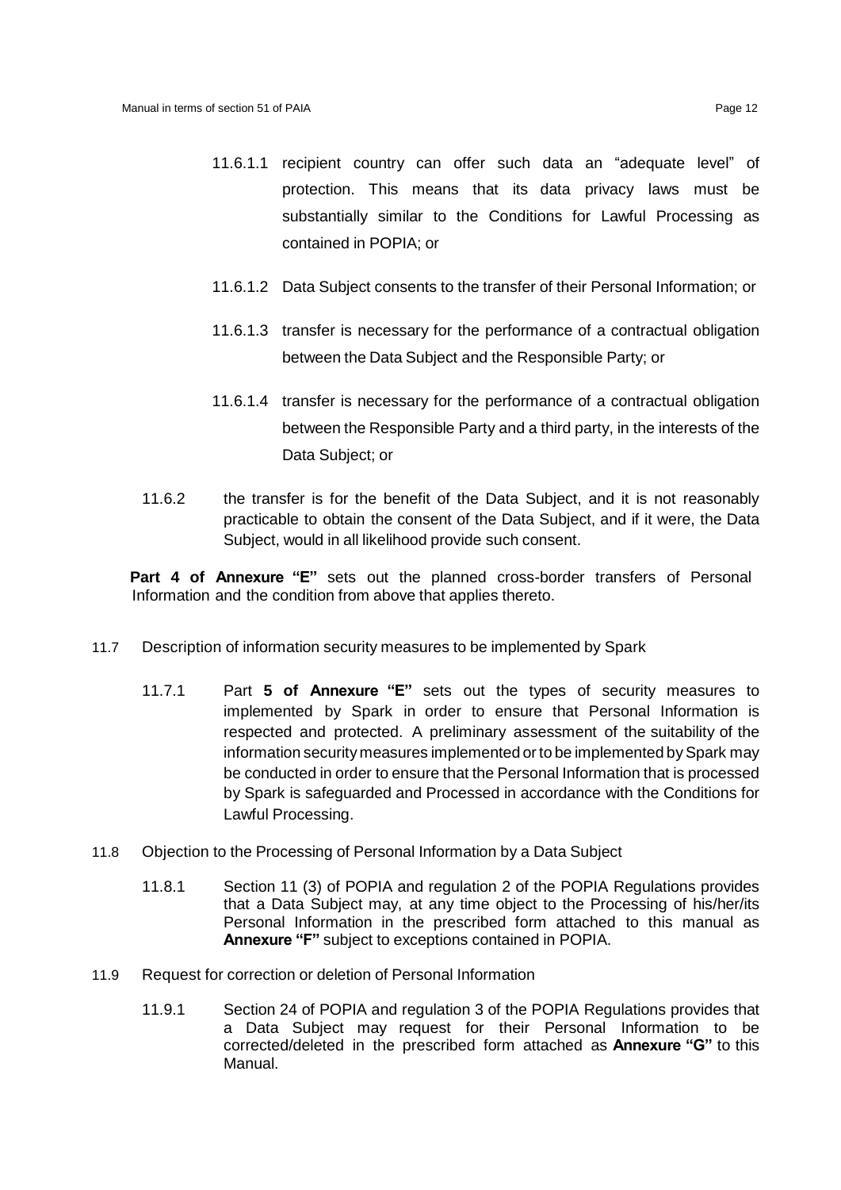11.6.1.1 recipient country can offer such data an "adequate level" of protection. This means that its data privacy laws must be substantially similar to the Conditions for Lawful Processing as contained in POPIA; or

11.6.1.2 Data Subject consents to the transfer of their Personal Information; or

11.6.1.3 transfer is necessary for the performance of a contractual obligation between the Data Subject and the Responsible Party; or

11.6.1.4 transfer is necessary for the performance of a contractual obligation between the Responsible Party and a third party, in the interests of the Data Subject; or

11.6.2 the transfer is for the benefit of the Data Subject, and it is not reasonably practicable to obtain the consent of the Data Subject, and if it were, the Data Subject, would in all likelihood provide such consent.

**Part 4 of Annexure "E"** sets out the planned cross-border transfers of Personal Information and the condition from above that applies thereto.

11.7 Description of information security measures to be implemented by Spark

11.7.1 Part **5 of Annexure "E"** sets out the types of security measures to implemented by Spark in order to ensure that Personal Information is respected and protected. A preliminary assessment of the suitability of the information security measures implemented or to be implemented by Spark may be conducted in order to ensure that the Personal Information that is processed by Spark is safeguarded and Processed in accordance with the Conditions for Lawful Processing.

11.8 Objection to the Processing of Personal Information by a Data Subject

11.8.1 Section 11 (3) of POPIA and regulation 2 of the POPIA Regulations provides that a Data Subject may, at any time object to the Processing of his/her/its Personal Information in the prescribed form attached to this manual as **Annexure "F"** subject to exceptions contained in POPIA.

11.9 Request for correction or deletion of Personal Information

11.9.1 Section 24 of POPIA and regulation 3 of the POPIA Regulations provides that a Data Subject may request for their Personal Information to be corrected/deleted in the prescribed form attached as **Annexure "G"** to this Manual.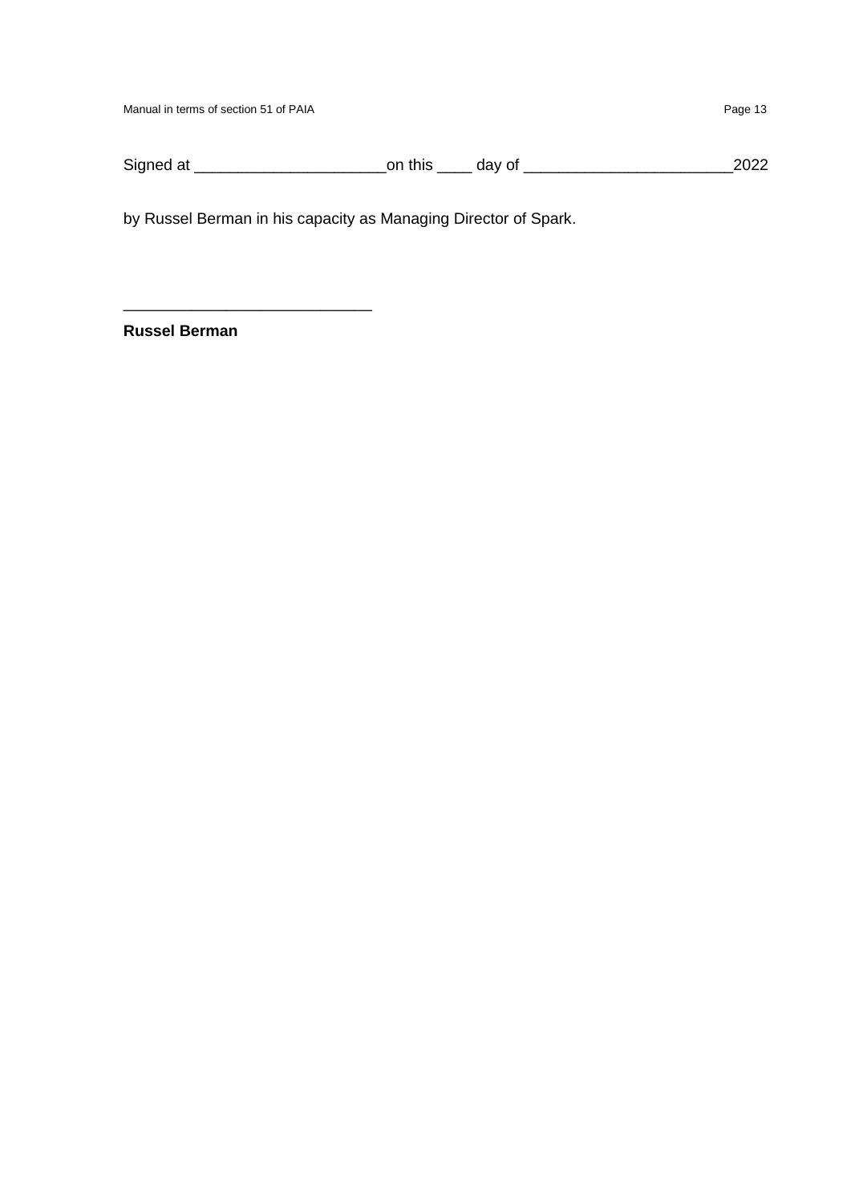Signed at ______________________on this ____ day of ________________________2022

by Russel Berman in his capacity as Managing Director of Spark.

____________________________

**Russel Berman**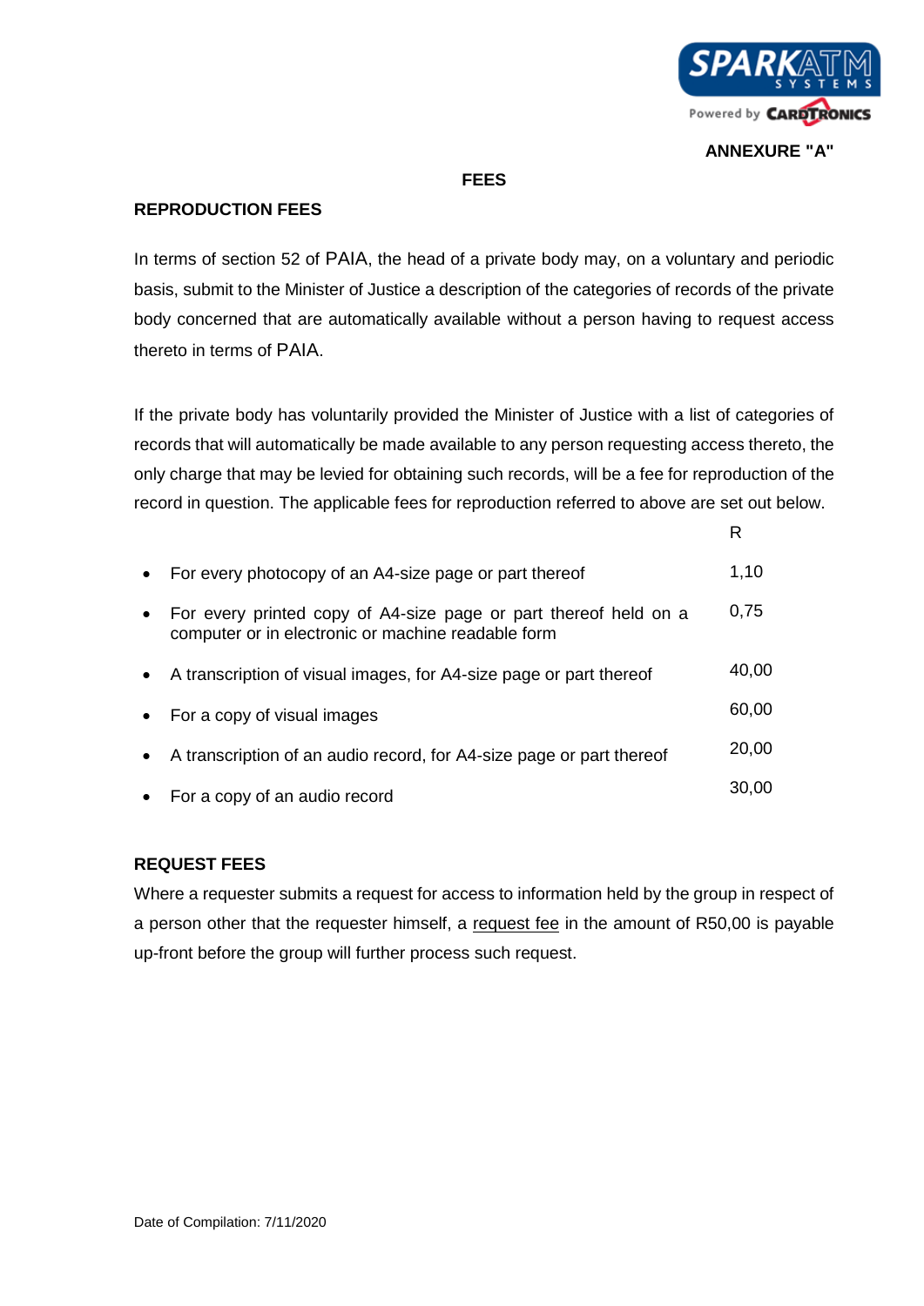ANNEXURE "A"

# FEES

## REPRODUCTION FEES

In terms of section 52 of PAIA, the head of a private body may, on a voluntary and periodic basis, submit to the Minister of Justice a description of the categories of records of the private body concerned that are automatically available without a person having to request access thereto in terms of PAIA.

If the private body has voluntarily provided the Minister of Justice with a list of categories of records that will automatically be made available to any person requesting access thereto, the only charge that may be levied for obtaining such records, will be a fee for reproduction of the record in question. The applicable fees for reproduction referred to above are set out below.

| | R |
|---|---|
| • For every photocopy of an A4-size page or part thereof | 1,10 |
| • For every printed copy of A4-size page or part thereof held on a computer or in electronic or machine readable form | 0,75 |
| • A transcription of visual images, for A4-size page or part thereof | 40,00 |
| • For a copy of visual images | 60,00 |
| • A transcription of an audio record, for A4-size page or part thereof | 20,00 |
| • For a copy of an audio record | 30,00 |

## REQUEST FEES

Where a requester submits a request for access to information held by the group in respect of a person other that the requester himself, a request fee in the amount of R50,00 is payable up-front before the group will further process such request.

Date of Compilation: 7/11/2020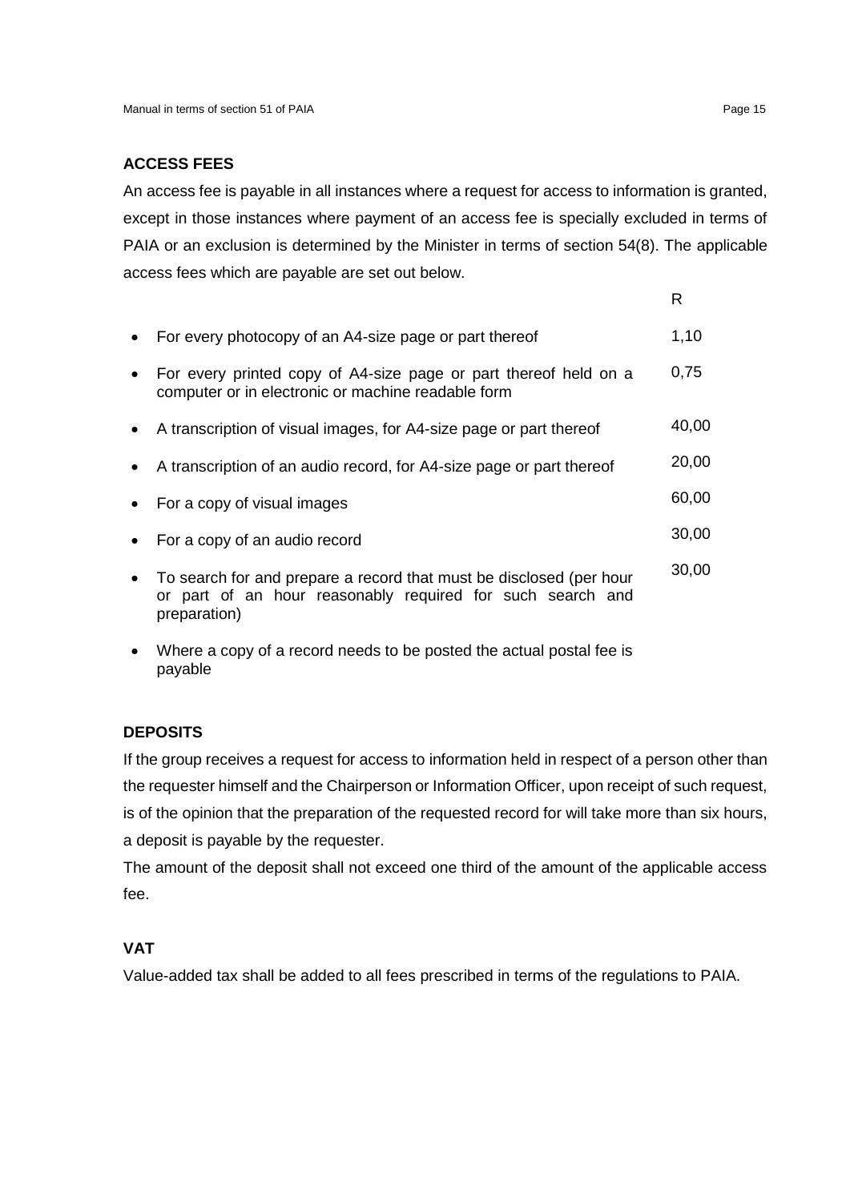## ACCESS FEES

An access fee is payable in all instances where a request for access to information is granted, except in those instances where payment of an access fee is specially excluded in terms of PAIA or an exclusion is determined by the Minister in terms of section 54(8). The applicable access fees which are payable are set out below.

| | R |
|---|---|
| • For every photocopy of an A4-size page or part thereof | 1,10 |
| • For every printed copy of A4-size page or part thereof held on a computer or in electronic or machine readable form | 0,75 |
| • A transcription of visual images, for A4-size page or part thereof | 40,00 |
| • A transcription of an audio record, for A4-size page or part thereof | 20,00 |
| • For a copy of visual images | 60,00 |
| • For a copy of an audio record | 30,00 |
| • To search for and prepare a record that must be disclosed (per hour or part of an hour reasonably required for such search and preparation) | 30,00 |
| • Where a copy of a record needs to be posted the actual postal fee is payable | |

## DEPOSITS

If the group receives a request for access to information held in respect of a person other than the requester himself and the Chairperson or Information Officer, upon receipt of such request, is of the opinion that the preparation of the requested record for will take more than six hours, a deposit is payable by the requester.

The amount of the deposit shall not exceed one third of the amount of the applicable access fee.

## VAT

Value-added tax shall be added to all fees prescribed in terms of the regulations to PAIA.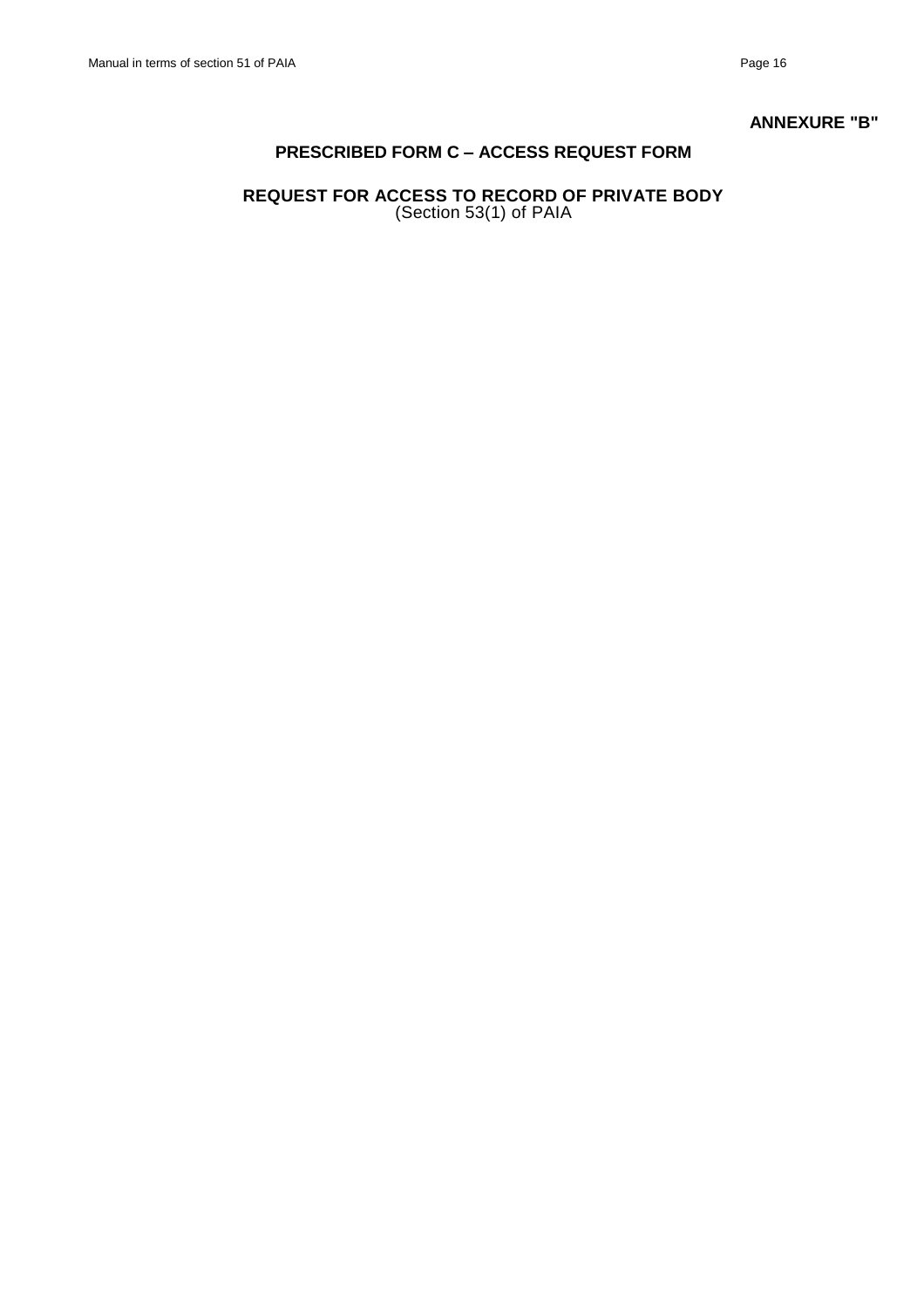**ANNEXURE "B"**

## PRESCRIBED FORM C – ACCESS REQUEST FORM

### REQUEST FOR ACCESS TO RECORD OF PRIVATE BODY

(Section 53(1) of PAIA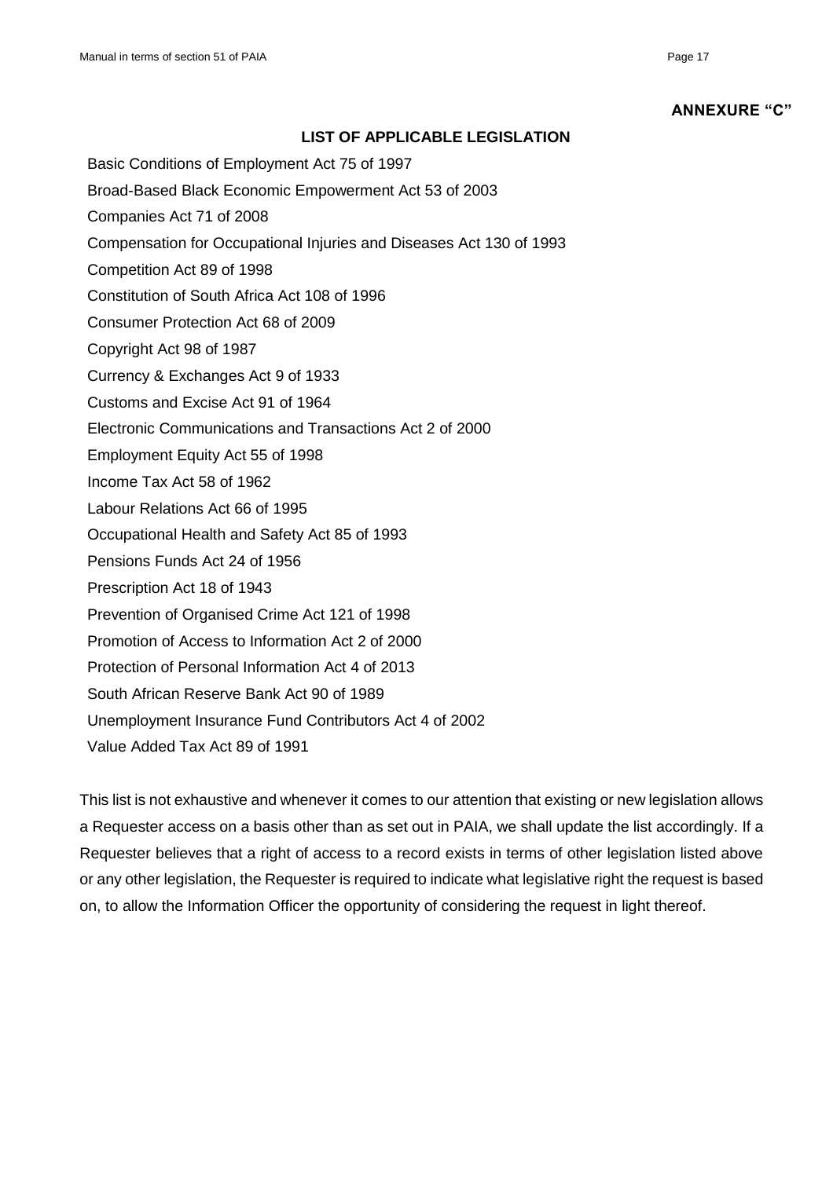**ANNEXURE "C"**

## LIST OF APPLICABLE LEGISLATION

Basic Conditions of Employment Act 75 of 1997

Broad-Based Black Economic Empowerment Act 53 of 2003

Companies Act 71 of 2008

Compensation for Occupational Injuries and Diseases Act 130 of 1993

Competition Act 89 of 1998

Constitution of South Africa Act 108 of 1996

Consumer Protection Act 68 of 2009

Copyright Act 98 of 1987

Currency & Exchanges Act 9 of 1933

Customs and Excise Act 91 of 1964

Electronic Communications and Transactions Act 2 of 2000

Employment Equity Act 55 of 1998

Income Tax Act 58 of 1962

Labour Relations Act 66 of 1995

Occupational Health and Safety Act 85 of 1993

Pensions Funds Act 24 of 1956

Prescription Act 18 of 1943

Prevention of Organised Crime Act 121 of 1998

Promotion of Access to Information Act 2 of 2000

Protection of Personal Information Act 4 of 2013

South African Reserve Bank Act 90 of 1989

Unemployment Insurance Fund Contributors Act 4 of 2002

Value Added Tax Act 89 of 1991

This list is not exhaustive and whenever it comes to our attention that existing or new legislation allows a Requester access on a basis other than as set out in PAIA, we shall update the list accordingly. If a Requester believes that a right of access to a record exists in terms of other legislation listed above or any other legislation, the Requester is required to indicate what legislative right the request is based on, to allow the Information Officer the opportunity of considering the request in light thereof.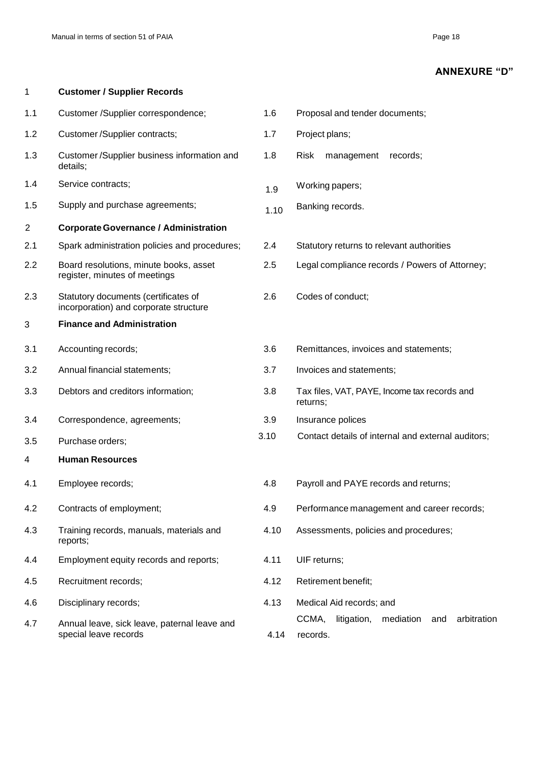## ANNEXURE "D"

1 **Customer / Supplier Records**

1.1 Customer /Supplier correspondence;

1.2 Customer /Supplier contracts;

1.3 Customer /Supplier business information and details;

1.4 Service contracts;

1.5 Supply and purchase agreements;

1.6 Proposal and tender documents;

1.7 Project plans;

1.8 Risk management records;

1.9 Working papers;

1.10 Banking records.

2 **Corporate Governance / Administration**

2.1 Spark administration policies and procedures;

2.2 Board resolutions, minute books, asset register, minutes of meetings

2.3 Statutory documents (certificates of incorporation) and corporate structure

2.4 Statutory returns to relevant authorities

2.5 Legal compliance records / Powers of Attorney;

2.6 Codes of conduct;

3 **Finance and Administration**

3.1 Accounting records;

3.2 Annual financial statements;

3.3 Debtors and creditors information;

3.4 Correspondence, agreements;

3.5 Purchase orders;

3.6 Remittances, invoices and statements;

3.7 Invoices and statements;

3.8 Tax files, VAT, PAYE, Income tax records and returns;

3.9 Insurance polices

3.10 Contact details of internal and external auditors;

4 **Human Resources**

4.1 Employee records;

4.2 Contracts of employment;

4.3 Training records, manuals, materials and reports;

4.4 Employment equity records and reports;

4.5 Recruitment records;

4.6 Disciplinary records;

4.7 Annual leave, sick leave, paternal leave and special leave records

4.8 Payroll and PAYE records and returns;

4.9 Performance management and career records;

4.10 Assessments, policies and procedures;

4.11 UIF returns;

4.12 Retirement benefit;

4.13 Medical Aid records; and

4.14 CCMA, litigation, mediation and arbitration records.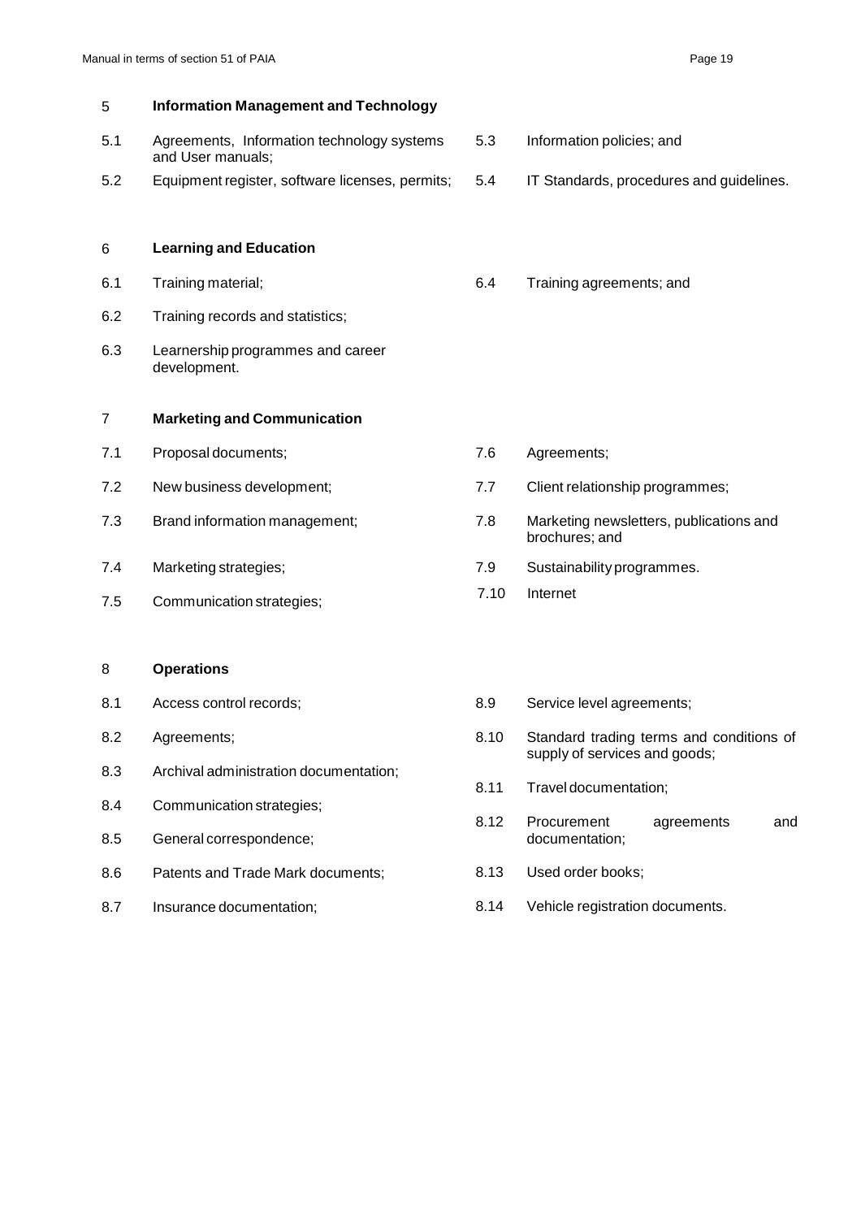## 5 Information Management and Technology

- 5.1 Agreements, Information technology systems and User manuals;
- 5.2 Equipment register, software licenses, permits;
- 5.3 Information policies; and
- 5.4 IT Standards, procedures and guidelines.

## 6 Learning and Education

- 6.1 Training material;
- 6.2 Training records and statistics;
- 6.3 Learnership programmes and career development.
- 6.4 Training agreements; and

## 7 Marketing and Communication

- 7.1 Proposal documents;
- 7.2 New business development;
- 7.3 Brand information management;
- 7.4 Marketing strategies;
- 7.5 Communication strategies;
- 7.6 Agreements;
- 7.7 Client relationship programmes;
- 7.8 Marketing newsletters, publications and brochures; and
- 7.9 Sustainability programmes.
- 7.10 Internet

## 8 Operations

- 8.1 Access control records;
- 8.2 Agreements;
- 8.3 Archival administration documentation;
- 8.4 Communication strategies;
- 8.5 General correspondence;
- 8.6 Patents and Trade Mark documents;
- 8.7 Insurance documentation;
- 8.9 Service level agreements;
- 8.10 Standard trading terms and conditions of supply of services and goods;
- 8.11 Travel documentation;
- 8.12 Procurement agreements and documentation;
- 8.13 Used order books;
- 8.14 Vehicle registration documents.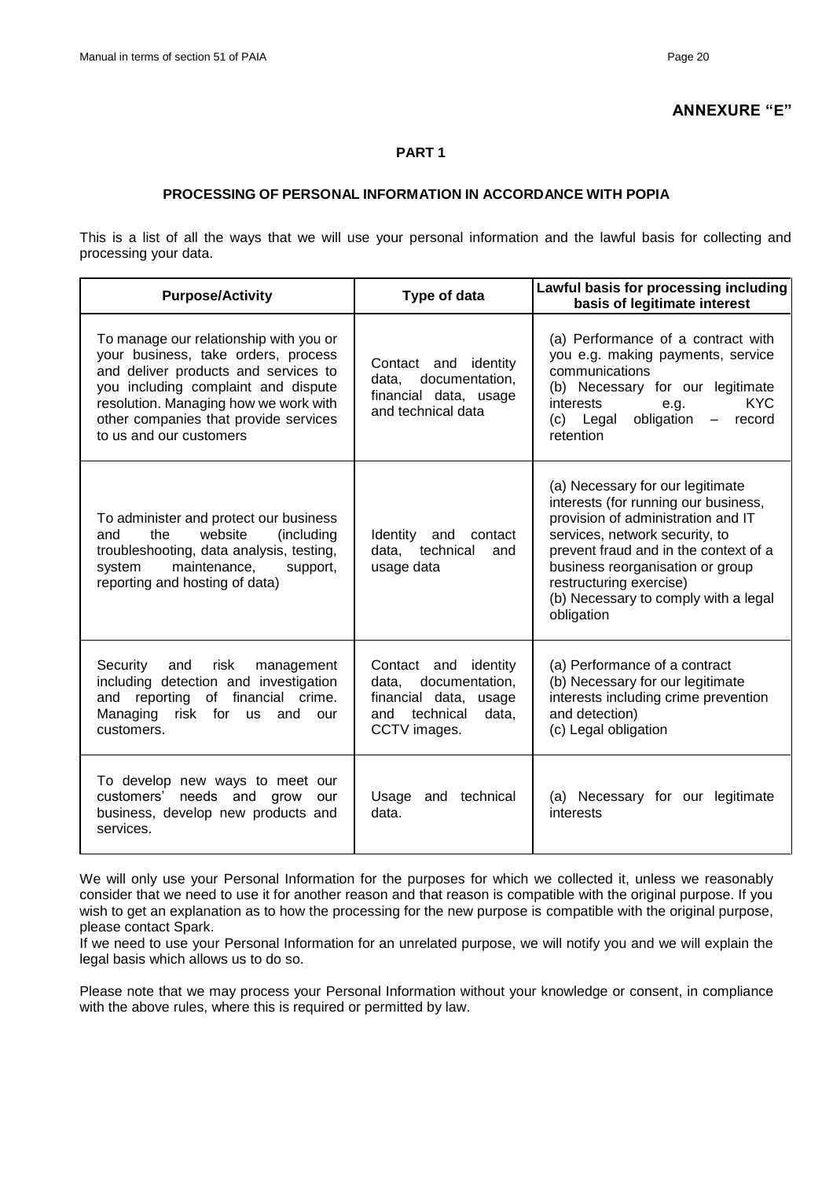## ANNEXURE "E"

### PART 1

### PROCESSING OF PERSONAL INFORMATION IN ACCORDANCE WITH POPIA

This is a list of all the ways that we will use your personal information and the lawful basis for collecting and processing your data.

| Purpose/Activity | Type of data | Lawful basis for processing including basis of legitimate interest |
|---|---|---|
| To manage our relationship with you or your business, take orders, process and deliver products and services to you including complaint and dispute resolution. Managing how we work with other companies that provide services to us and our customers | Contact and identity data, documentation, financial data, usage and technical data | (a) Performance of a contract with you e.g. making payments, service communications<br>(b) Necessary for our legitimate interests e.g. KYC<br>(c) Legal obligation – record retention |
| To administer and protect our business and the website (including troubleshooting, data analysis, testing, system maintenance, support, reporting and hosting of data) | Identity and contact data, technical and usage data | (a) Necessary for our legitimate interests (for running our business, provision of administration and IT services, network security, to prevent fraud and in the context of a business reorganisation or group restructuring exercise)<br>(b) Necessary to comply with a legal obligation |
| Security and risk management including detection and investigation and reporting of financial crime. Managing risk for us and our customers. | Contact and identity data, documentation, financial data, usage and technical data, CCTV images. | (a) Performance of a contract<br>(b) Necessary for our legitimate interests including crime prevention and detection)<br>(c) Legal obligation |
| To develop new ways to meet our customers' needs and grow our business, develop new products and services. | Usage and technical data. | (a) Necessary for our legitimate interests |

We will only use your Personal Information for the purposes for which we collected it, unless we reasonably consider that we need to use it for another reason and that reason is compatible with the original purpose. If you wish to get an explanation as to how the processing for the new purpose is compatible with the original purpose, please contact Spark.

If we need to use your Personal Information for an unrelated purpose, we will notify you and we will explain the legal basis which allows us to do so.

Please note that we may process your Personal Information without your knowledge or consent, in compliance with the above rules, where this is required or permitted by law.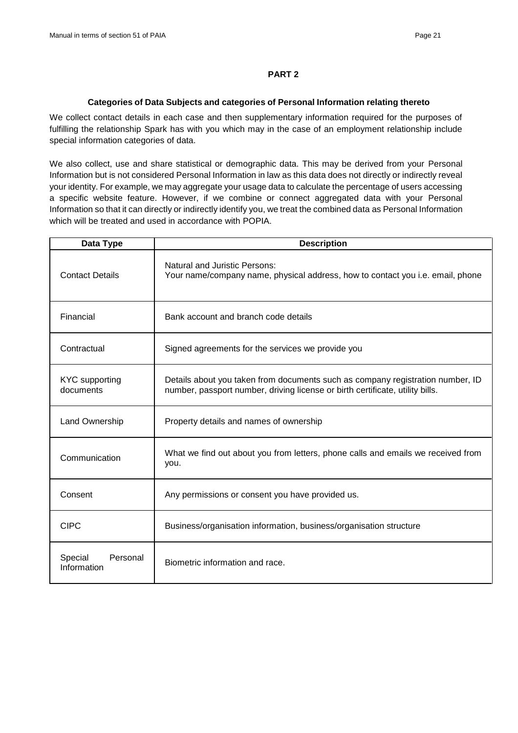## PART 2

### Categories of Data Subjects and categories of Personal Information relating thereto

We collect contact details in each case and then supplementary information required for the purposes of fulfilling the relationship Spark has with you which may in the case of an employment relationship include special information categories of data.

We also collect, use and share statistical or demographic data. This may be derived from your Personal Information but is not considered Personal Information in law as this data does not directly or indirectly reveal your identity. For example, we may aggregate your usage data to calculate the percentage of users accessing a specific website feature. However, if we combine or connect aggregated data with your Personal Information so that it can directly or indirectly identify you, we treat the combined data as Personal Information which will be treated and used in accordance with POPIA.

| Data Type | Description |
|---|---|
| Contact Details | Natural and Juristic Persons:<br>Your name/company name, physical address, how to contact you i.e. email, phone |
| Financial | Bank account and branch code details |
| Contractual | Signed agreements for the services we provide you |
| KYC supporting documents | Details about you taken from documents such as company registration number, ID number, passport number, driving license or birth certificate, utility bills. |
| Land Ownership | Property details and names of ownership |
| Communication | What we find out about you from letters, phone calls and emails we received from you. |
| Consent | Any permissions or consent you have provided us. |
| CIPC | Business/organisation information, business/organisation structure |
| Special Personal Information | Biometric information and race. |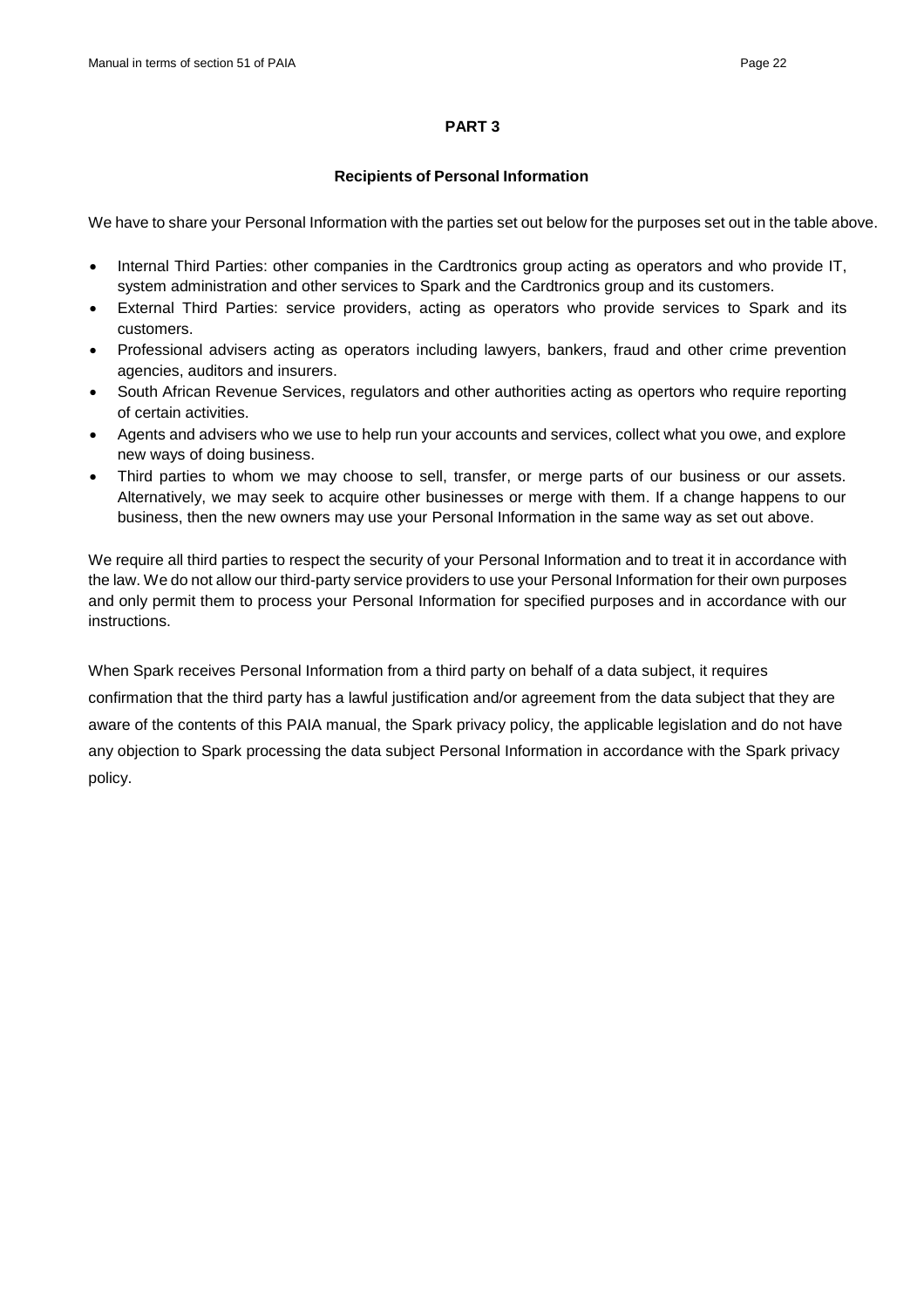## PART 3

### Recipients of Personal Information

We have to share your Personal Information with the parties set out below for the purposes set out in the table above.

- Internal Third Parties: other companies in the Cardtronics group acting as operators and who provide IT, system administration and other services to Spark and the Cardtronics group and its customers.
- External Third Parties: service providers, acting as operators who provide services to Spark and its customers.
- Professional advisers acting as operators including lawyers, bankers, fraud and other crime prevention agencies, auditors and insurers.
- South African Revenue Services, regulators and other authorities acting as opertors who require reporting of certain activities.
- Agents and advisers who we use to help run your accounts and services, collect what you owe, and explore new ways of doing business.
- Third parties to whom we may choose to sell, transfer, or merge parts of our business or our assets. Alternatively, we may seek to acquire other businesses or merge with them. If a change happens to our business, then the new owners may use your Personal Information in the same way as set out above.

We require all third parties to respect the security of your Personal Information and to treat it in accordance with the law. We do not allow our third-party service providers to use your Personal Information for their own purposes and only permit them to process your Personal Information for specified purposes and in accordance with our instructions.

When Spark receives Personal Information from a third party on behalf of a data subject, it requires confirmation that the third party has a lawful justification and/or agreement from the data subject that they are aware of the contents of this PAIA manual, the Spark privacy policy, the applicable legislation and do not have any objection to Spark processing the data subject Personal Information in accordance with the Spark privacy policy.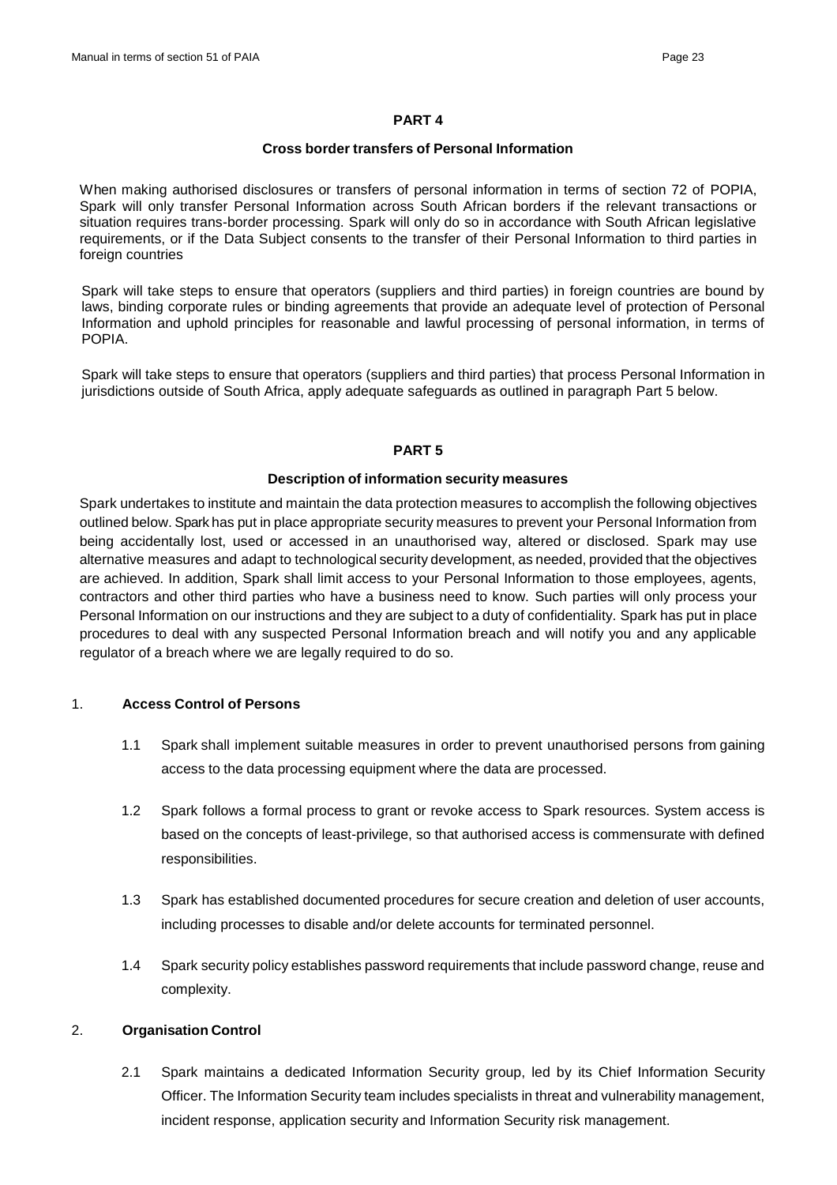## PART 4

### Cross border transfers of Personal Information

When making authorised disclosures or transfers of personal information in terms of section 72 of POPIA, Spark will only transfer Personal Information across South African borders if the relevant transactions or situation requires trans-border processing. Spark will only do so in accordance with South African legislative requirements, or if the Data Subject consents to the transfer of their Personal Information to third parties in foreign countries

Spark will take steps to ensure that operators (suppliers and third parties) in foreign countries are bound by laws, binding corporate rules or binding agreements that provide an adequate level of protection of Personal Information and uphold principles for reasonable and lawful processing of personal information, in terms of POPIA.

Spark will take steps to ensure that operators (suppliers and third parties) that process Personal Information in jurisdictions outside of South Africa, apply adequate safeguards as outlined in paragraph Part 5 below.

## PART 5

### Description of information security measures

Spark undertakes to institute and maintain the data protection measures to accomplish the following objectives outlined below. Spark has put in place appropriate security measures to prevent your Personal Information from being accidentally lost, used or accessed in an unauthorised way, altered or disclosed. Spark may use alternative measures and adapt to technological security development, as needed, provided that the objectives are achieved. In addition, Spark shall limit access to your Personal Information to those employees, agents, contractors and other third parties who have a business need to know. Such parties will only process your Personal Information on our instructions and they are subject to a duty of confidentiality. Spark has put in place procedures to deal with any suspected Personal Information breach and will notify you and any applicable regulator of a breach where we are legally required to do so.

1. **Access Control of Persons**

   1.1 Spark shall implement suitable measures in order to prevent unauthorised persons from gaining access to the data processing equipment where the data are processed.

   1.2 Spark follows a formal process to grant or revoke access to Spark resources. System access is based on the concepts of least-privilege, so that authorised access is commensurate with defined responsibilities.

   1.3 Spark has established documented procedures for secure creation and deletion of user accounts, including processes to disable and/or delete accounts for terminated personnel.

   1.4 Spark security policy establishes password requirements that include password change, reuse and complexity.

2. **Organisation Control**

   2.1 Spark maintains a dedicated Information Security group, led by its Chief Information Security Officer. The Information Security team includes specialists in threat and vulnerability management, incident response, application security and Information Security risk management.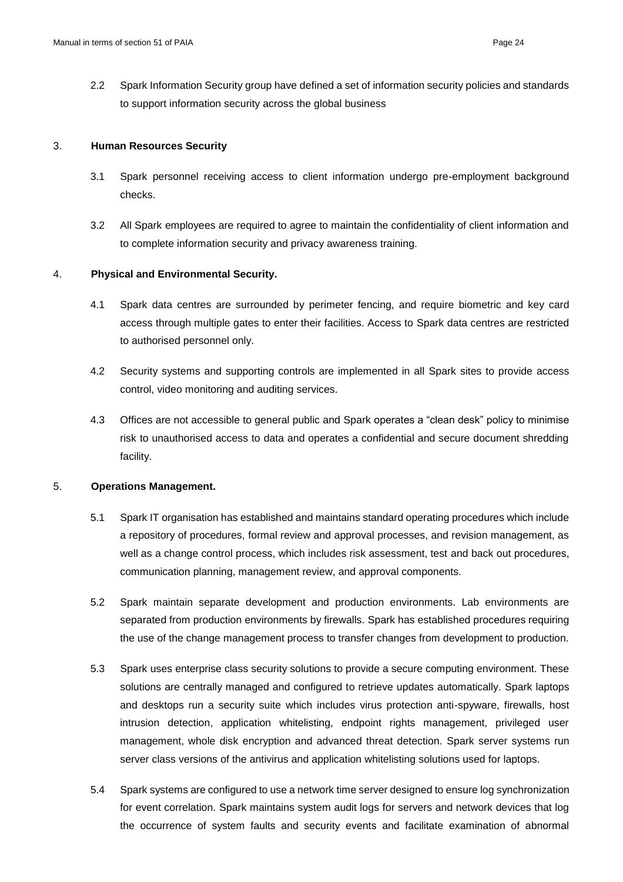2.2 Spark Information Security group have defined a set of information security policies and standards to support information security across the global business

3. **Human Resources Security**

3.1 Spark personnel receiving access to client information undergo pre-employment background checks.

3.2 All Spark employees are required to agree to maintain the confidentiality of client information and to complete information security and privacy awareness training.

4. **Physical and Environmental Security.**

4.1 Spark data centres are surrounded by perimeter fencing, and require biometric and key card access through multiple gates to enter their facilities. Access to Spark data centres are restricted to authorised personnel only.

4.2 Security systems and supporting controls are implemented in all Spark sites to provide access control, video monitoring and auditing services.

4.3 Offices are not accessible to general public and Spark operates a "clean desk" policy to minimise risk to unauthorised access to data and operates a confidential and secure document shredding facility.

5. **Operations Management.**

5.1 Spark IT organisation has established and maintains standard operating procedures which include a repository of procedures, formal review and approval processes, and revision management, as well as a change control process, which includes risk assessment, test and back out procedures, communication planning, management review, and approval components.

5.2 Spark maintain separate development and production environments. Lab environments are separated from production environments by firewalls. Spark has established procedures requiring the use of the change management process to transfer changes from development to production.

5.3 Spark uses enterprise class security solutions to provide a secure computing environment. These solutions are centrally managed and configured to retrieve updates automatically. Spark laptops and desktops run a security suite which includes virus protection anti-spyware, firewalls, host intrusion detection, application whitelisting, endpoint rights management, privileged user management, whole disk encryption and advanced threat detection. Spark server systems run server class versions of the antivirus and application whitelisting solutions used for laptops.

5.4 Spark systems are configured to use a network time server designed to ensure log synchronization for event correlation. Spark maintains system audit logs for servers and network devices that log the occurrence of system faults and security events and facilitate examination of abnormal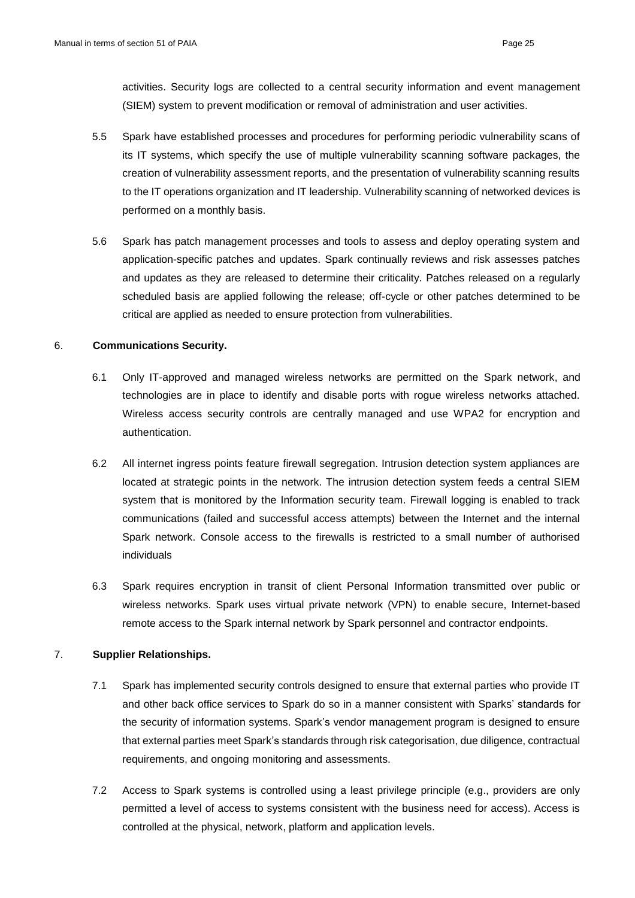activities. Security logs are collected to a central security information and event management (SIEM) system to prevent modification or removal of administration and user activities.

5.5 Spark have established processes and procedures for performing periodic vulnerability scans of its IT systems, which specify the use of multiple vulnerability scanning software packages, the creation of vulnerability assessment reports, and the presentation of vulnerability scanning results to the IT operations organization and IT leadership. Vulnerability scanning of networked devices is performed on a monthly basis.

5.6 Spark has patch management processes and tools to assess and deploy operating system and application-specific patches and updates. Spark continually reviews and risk assesses patches and updates as they are released to determine their criticality. Patches released on a regularly scheduled basis are applied following the release; off-cycle or other patches determined to be critical are applied as needed to ensure protection from vulnerabilities.

6. **Communications Security.**

6.1 Only IT-approved and managed wireless networks are permitted on the Spark network, and technologies are in place to identify and disable ports with rogue wireless networks attached. Wireless access security controls are centrally managed and use WPA2 for encryption and authentication.

6.2 All internet ingress points feature firewall segregation. Intrusion detection system appliances are located at strategic points in the network. The intrusion detection system feeds a central SIEM system that is monitored by the Information security team. Firewall logging is enabled to track communications (failed and successful access attempts) between the Internet and the internal Spark network. Console access to the firewalls is restricted to a small number of authorised individuals

6.3 Spark requires encryption in transit of client Personal Information transmitted over public or wireless networks. Spark uses virtual private network (VPN) to enable secure, Internet-based remote access to the Spark internal network by Spark personnel and contractor endpoints.

7. **Supplier Relationships.**

7.1 Spark has implemented security controls designed to ensure that external parties who provide IT and other back office services to Spark do so in a manner consistent with Sparks' standards for the security of information systems. Spark's vendor management program is designed to ensure that external parties meet Spark's standards through risk categorisation, due diligence, contractual requirements, and ongoing monitoring and assessments.

7.2 Access to Spark systems is controlled using a least privilege principle (e.g., providers are only permitted a level of access to systems consistent with the business need for access). Access is controlled at the physical, network, platform and application levels.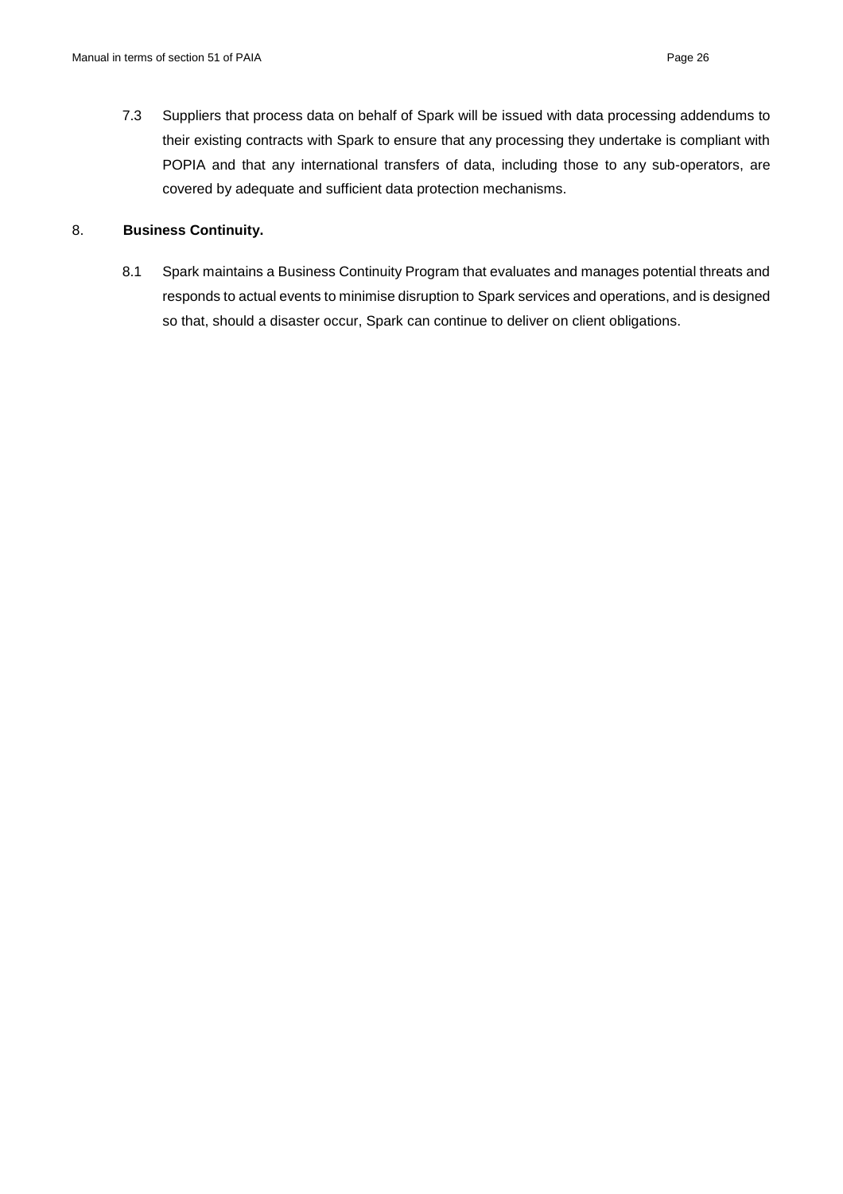7.3 Suppliers that process data on behalf of Spark will be issued with data processing addendums to their existing contracts with Spark to ensure that any processing they undertake is compliant with POPIA and that any international transfers of data, including those to any sub-operators, are covered by adequate and sufficient data protection mechanisms.

## 8. **Business Continuity.**

8.1 Spark maintains a Business Continuity Program that evaluates and manages potential threats and responds to actual events to minimise disruption to Spark services and operations, and is designed so that, should a disaster occur, Spark can continue to deliver on client obligations.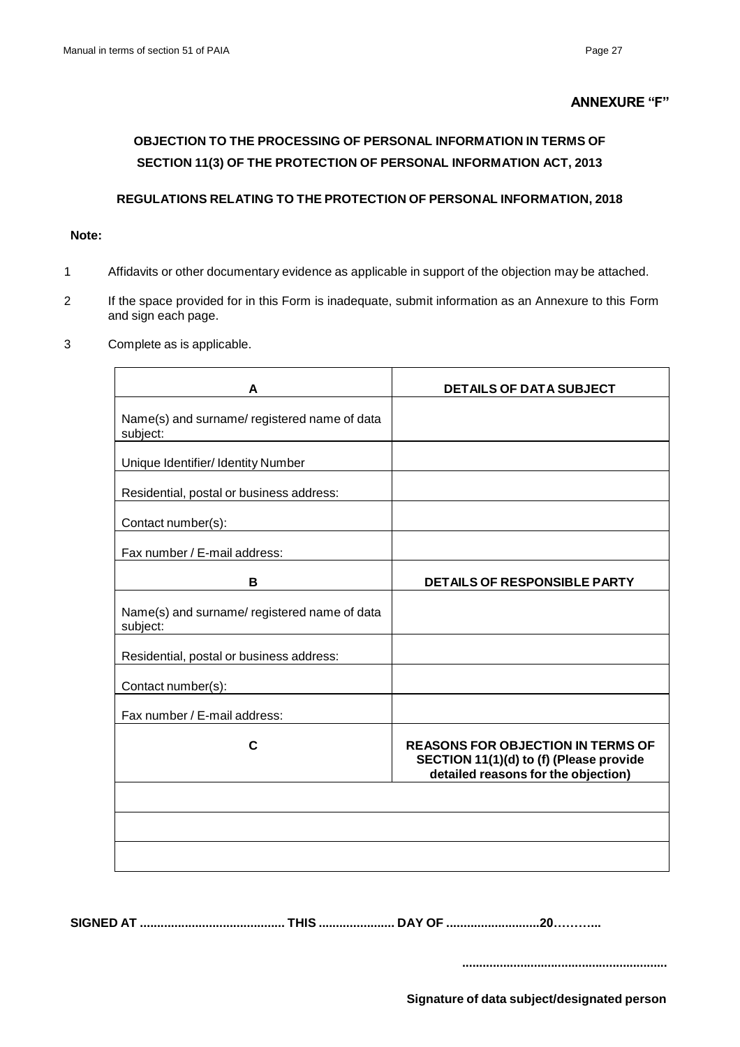**ANNEXURE "F"**

## OBJECTION TO THE PROCESSING OF PERSONAL INFORMATION IN TERMS OF SECTION 11(3) OF THE PROTECTION OF PERSONAL INFORMATION ACT, 2013

### REGULATIONS RELATING TO THE PROTECTION OF PERSONAL INFORMATION, 2018

**Note:**

1. Affidavits or other documentary evidence as applicable in support of the objection may be attached.
2. If the space provided for in this Form is inadequate, submit information as an Annexure to this Form and sign each page.
3. Complete as is applicable.

| A | DETAILS OF DATA SUBJECT |
|---|---|
| Name(s) and surname/ registered name of data subject: | |
| Unique Identifier/ Identity Number | |
| Residential, postal or business address: | |
| Contact number(s): | |
| Fax number / E-mail address: | |
| **B** | **DETAILS OF RESPONSIBLE PARTY** |
| Name(s) and surname/ registered name of data subject: | |
| Residential, postal or business address: | |
| Contact number(s): | |
| Fax number / E-mail address: | |
| **C** | **REASONS FOR OBJECTION IN TERMS OF SECTION 11(1)(d) to (f) (Please provide detailed reasons for the objection)** |
| | |
| | |
| | |

**SIGNED AT .......................................... THIS ...................... DAY OF ...........................20………..**

...........................................................

**Signature of data subject/designated person**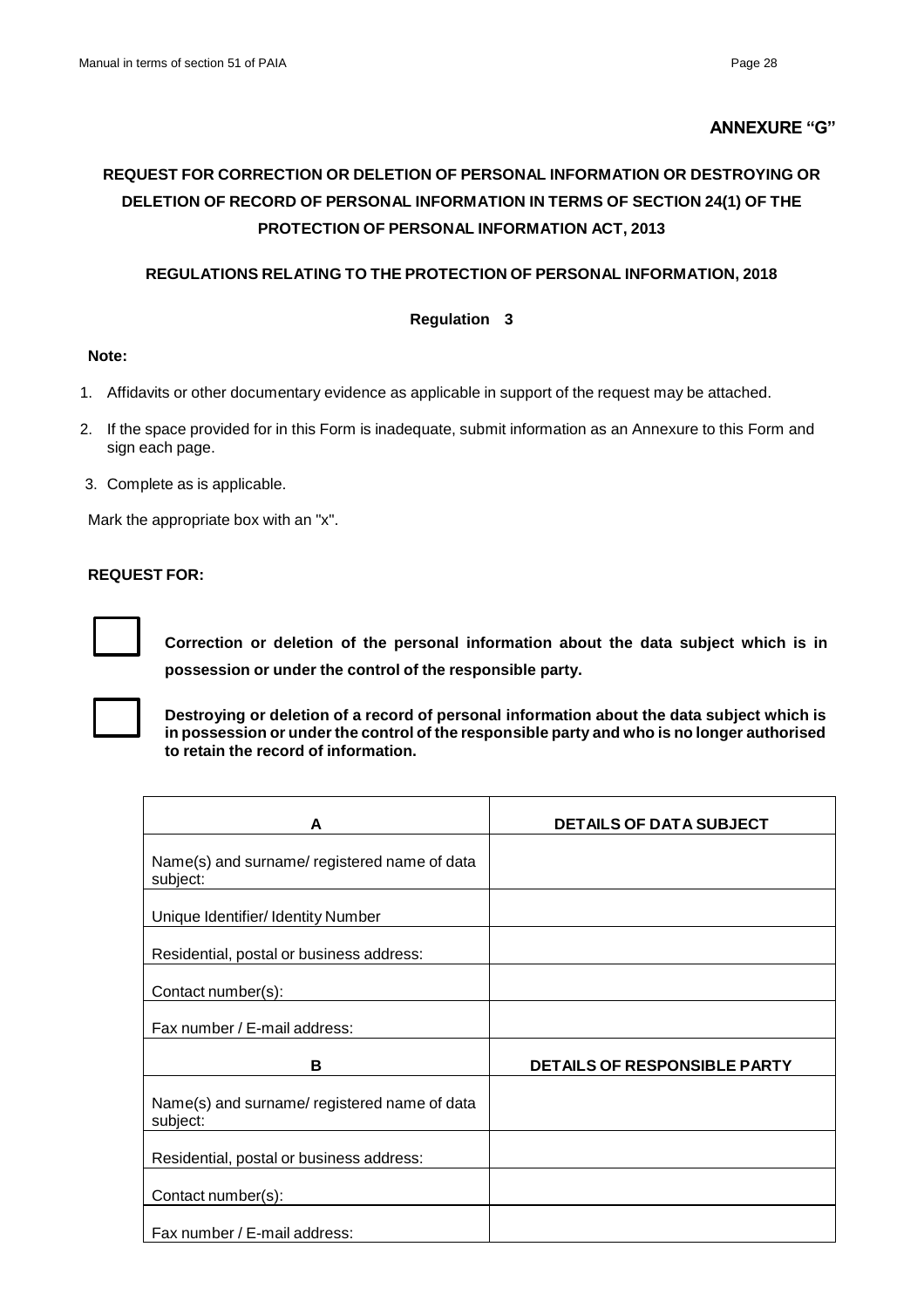**ANNEXURE "G"**

# REQUEST FOR CORRECTION OR DELETION OF PERSONAL INFORMATION OR DESTROYING OR DELETION OF RECORD OF PERSONAL INFORMATION IN TERMS OF SECTION 24(1) OF THE PROTECTION OF PERSONAL INFORMATION ACT, 2013

**REGULATIONS RELATING TO THE PROTECTION OF PERSONAL INFORMATION, 2018**

**Regulation 3**

**Note:**

1. Affidavits or other documentary evidence as applicable in support of the request may be attached.
2. If the space provided for in this Form is inadequate, submit information as an Annexure to this Form and sign each page.
3. Complete as is applicable.

Mark the appropriate box with an "x".

**REQUEST FOR:**

☐ **Correction or deletion of the personal information about the data subject which is in possession or under the control of the responsible party.**

☐ **Destroying or deletion of a record of personal information about the data subject which is in possession or under the control of the responsible party and who is no longer authorised to retain the record of information.**

| A | DETAILS OF DATA SUBJECT |
|---|---|
| Name(s) and surname/ registered name of data subject: | |
| Unique Identifier/ Identity Number | |
| Residential, postal or business address: | |
| Contact number(s): | |
| Fax number / E-mail address: | |
| **B** | **DETAILS OF RESPONSIBLE PARTY** |
| Name(s) and surname/ registered name of data subject: | |
| Residential, postal or business address: | |
| Contact number(s): | |
| Fax number / E-mail address: | |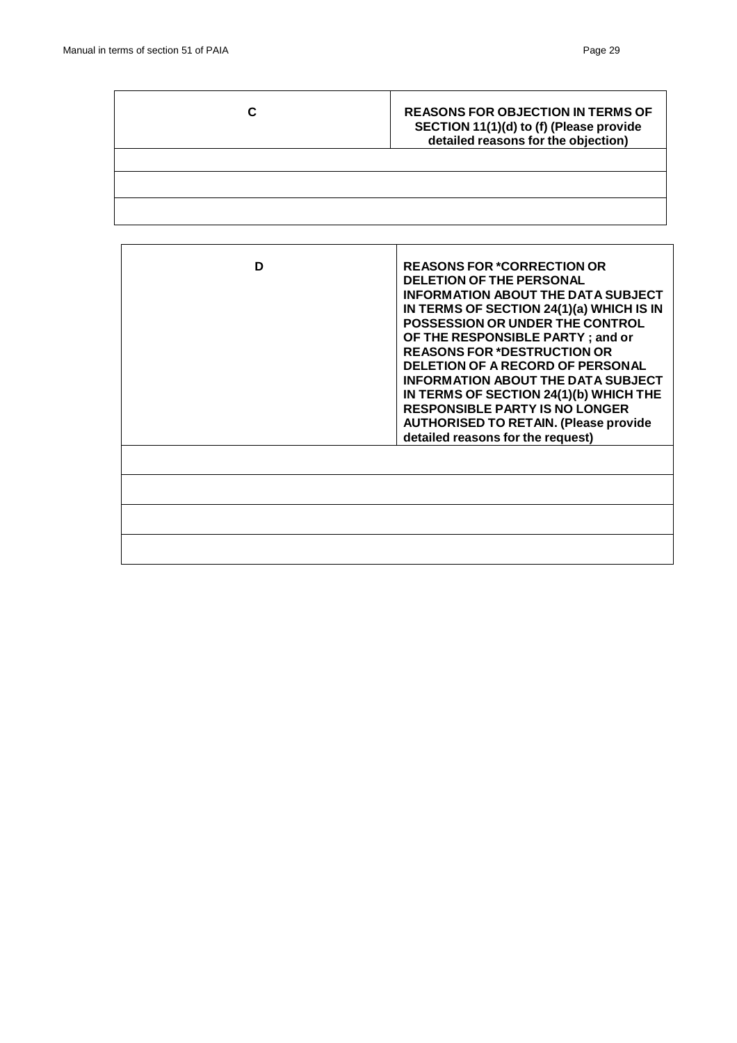| C | REASONS FOR OBJECTION IN TERMS OF SECTION 11(1)(d) to (f) (Please provide detailed reasons for the objection) |
|---|---|
| | |
| | |
| | |

| D | REASONS FOR *CORRECTION OR DELETION OF THE PERSONAL INFORMATION ABOUT THE DATA SUBJECT IN TERMS OF SECTION 24(1)(a) WHICH IS IN POSSESSION OR UNDER THE CONTROL OF THE RESPONSIBLE PARTY ; and or REASONS FOR *DESTRUCTION OR DELETION OF A RECORD OF PERSONAL INFORMATION ABOUT THE DATA SUBJECT IN TERMS OF SECTION 24(1)(b) WHICH THE RESPONSIBLE PARTY IS NO LONGER AUTHORISED TO RETAIN. (Please provide detailed reasons for the request) |
|---|---|
| | |
| | |
| | |
| | |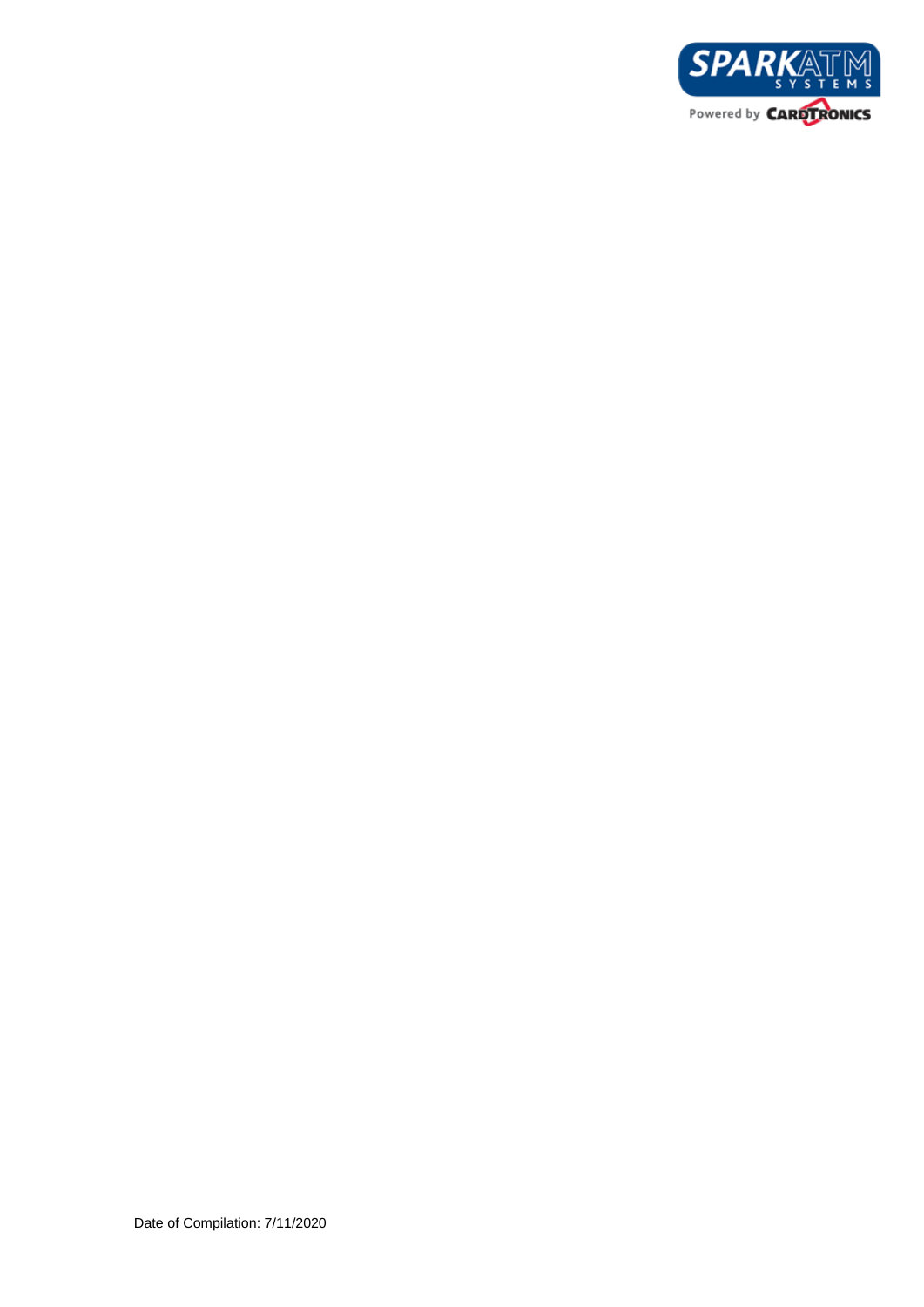Date of Compilation: 7/11/2020